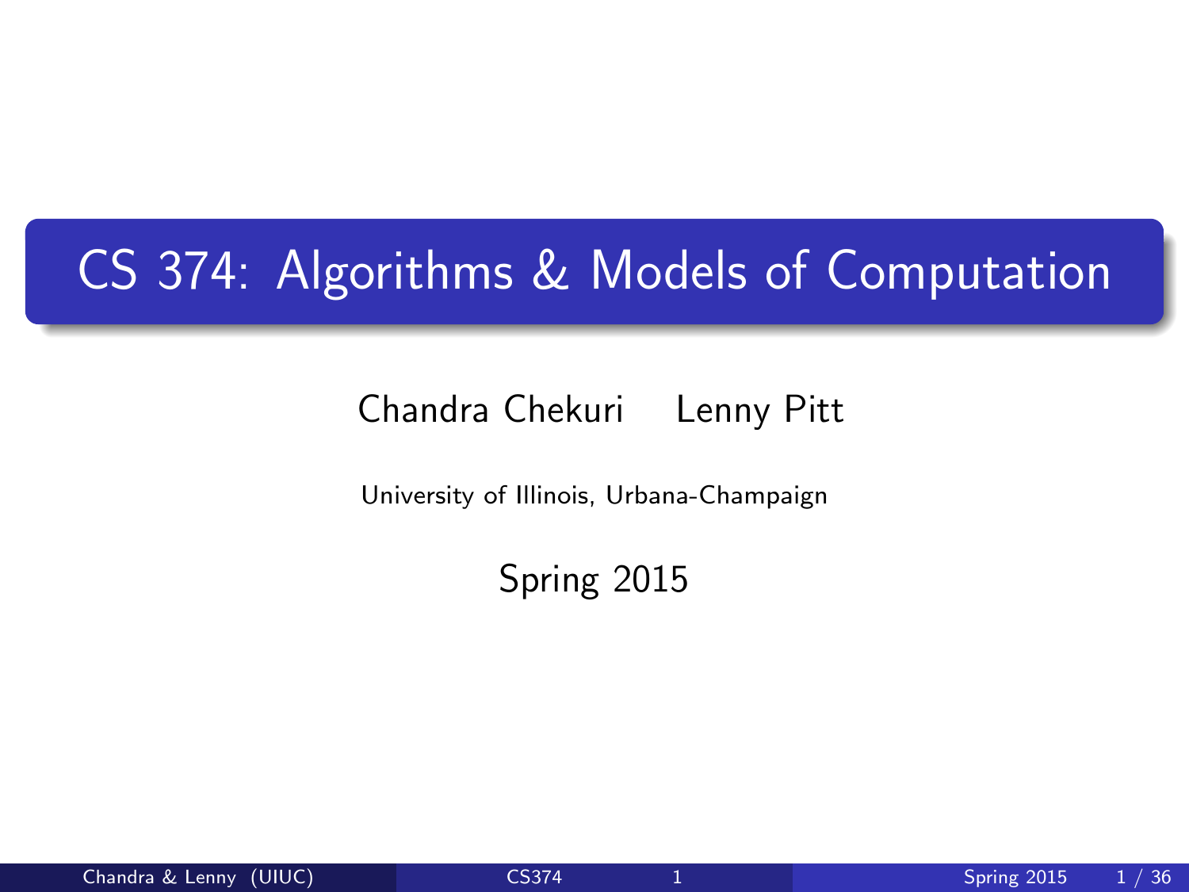# CS 374: Algorithms & Models of Computation

Chandra Chekuri    Lenny Pitt

University of Illinois, Urbana-Champaign

Spring 2015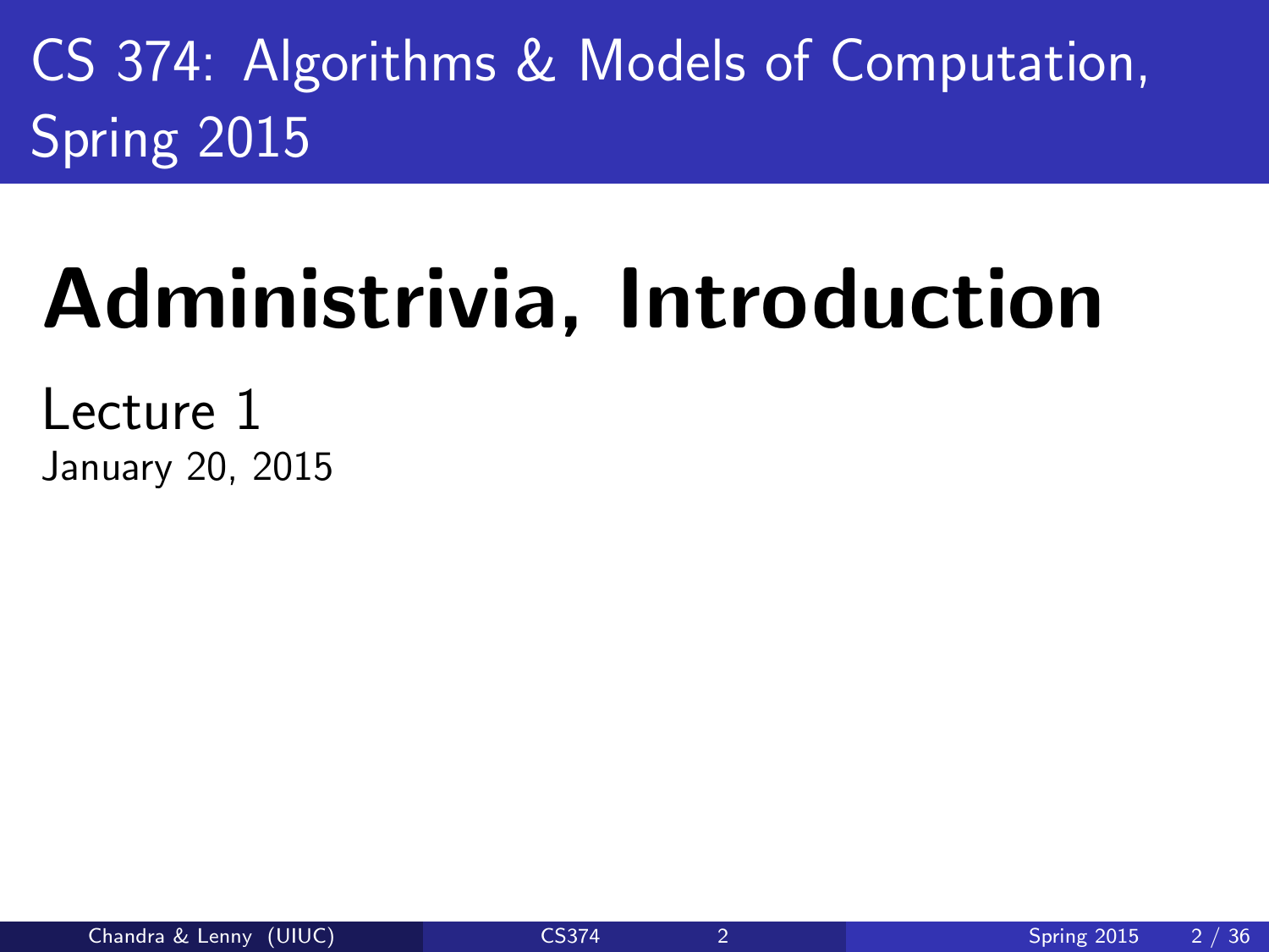# CS 374: Algorithms & Models of Computation, Spring 2015

# **Administrivia, Introduction**

Lecture 1

January 20, 2015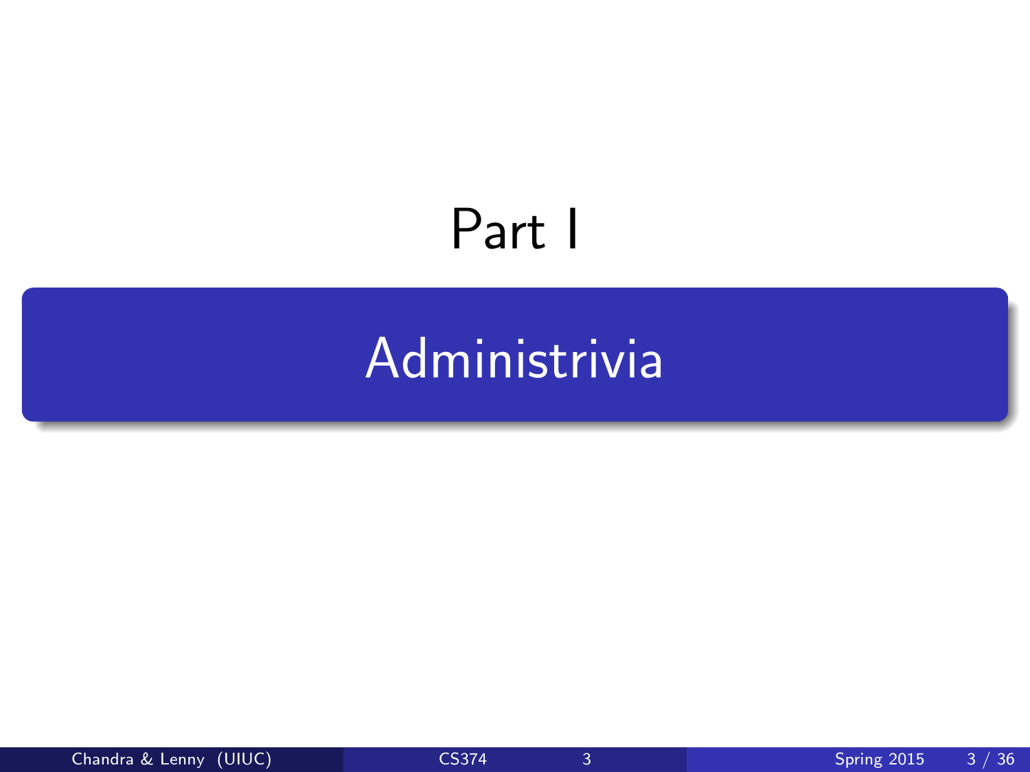# Part I

## Administrivia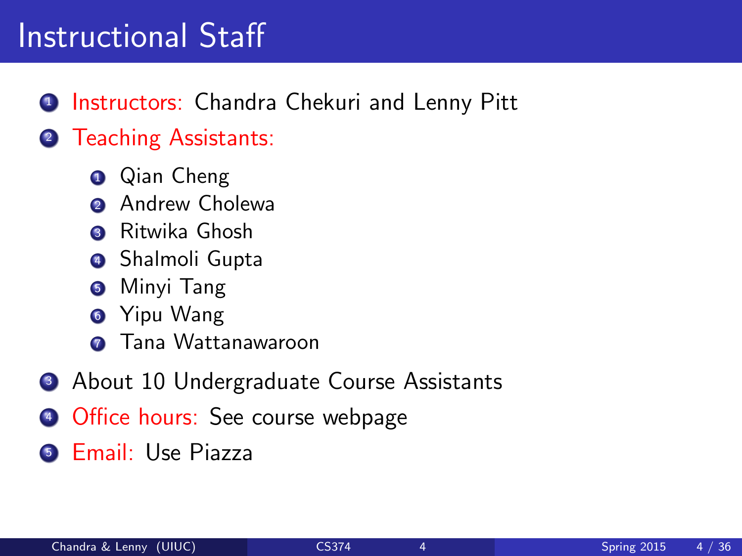# Instructional Staff

1. Instructors: Chandra Chekuri and Lenny Pitt
2. Teaching Assistants:
    1. Qian Cheng
    2. Andrew Cholewa
    3. Ritwika Ghosh
    4. Shalmoli Gupta
    5. Minyi Tang
    6. Yipu Wang
    7. Tana Wattanawaroon
3. About 10 Undergraduate Course Assistants
4. Office hours: See course webpage
5. Email: Use Piazza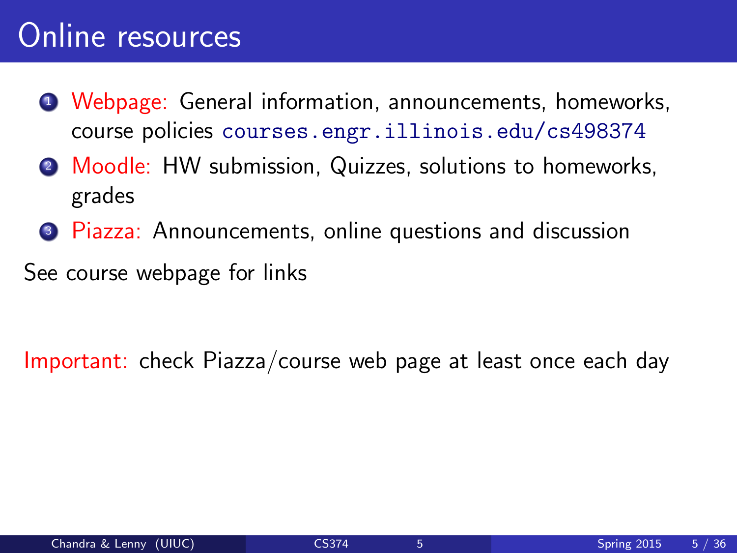# Online resources

1. Webpage: General information, announcements, homeworks, course policies `courses.engr.illinois.edu/cs498374`
2. Moodle: HW submission, Quizzes, solutions to homeworks, grades
3. Piazza: Announcements, online questions and discussion

See course webpage for links

Important: check Piazza/course web page at least once each day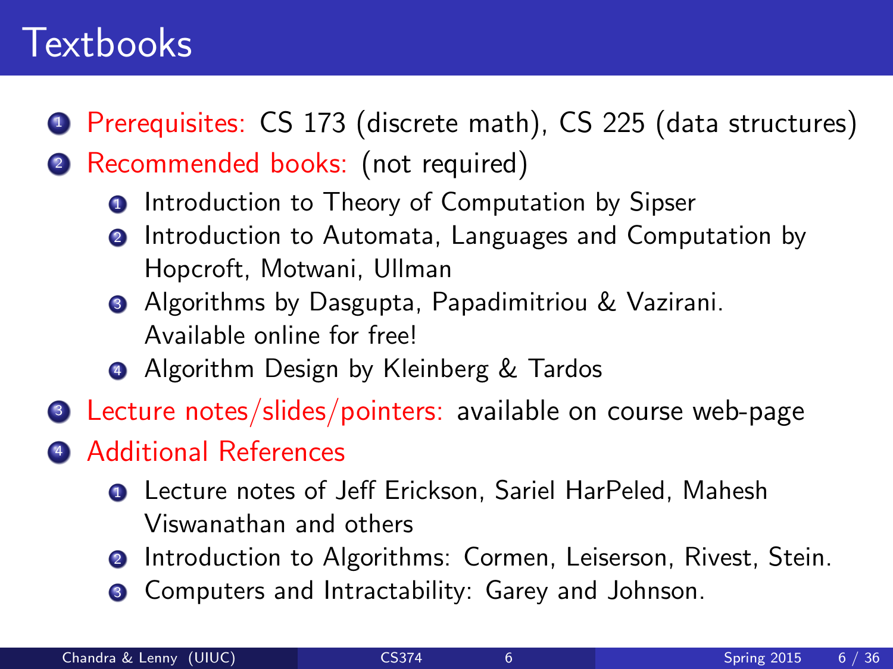# Textbooks

1. **Prerequisites:** CS 173 (discrete math), CS 225 (data structures)
2. **Recommended books:** (not required)
   1. Introduction to Theory of Computation by Sipser
   2. Introduction to Automata, Languages and Computation by Hopcroft, Motwani, Ullman
   3. Algorithms by Dasgupta, Papadimitriou & Vazirani. Available online for free!
   4. Algorithm Design by Kleinberg & Tardos
3. **Lecture notes/slides/pointers:** available on course web-page
4. **Additional References**
   1. Lecture notes of Jeff Erickson, Sariel HarPeled, Mahesh Viswanathan and others
   2. Introduction to Algorithms: Cormen, Leiserson, Rivest, Stein.
   3. Computers and Intractability: Garey and Johnson.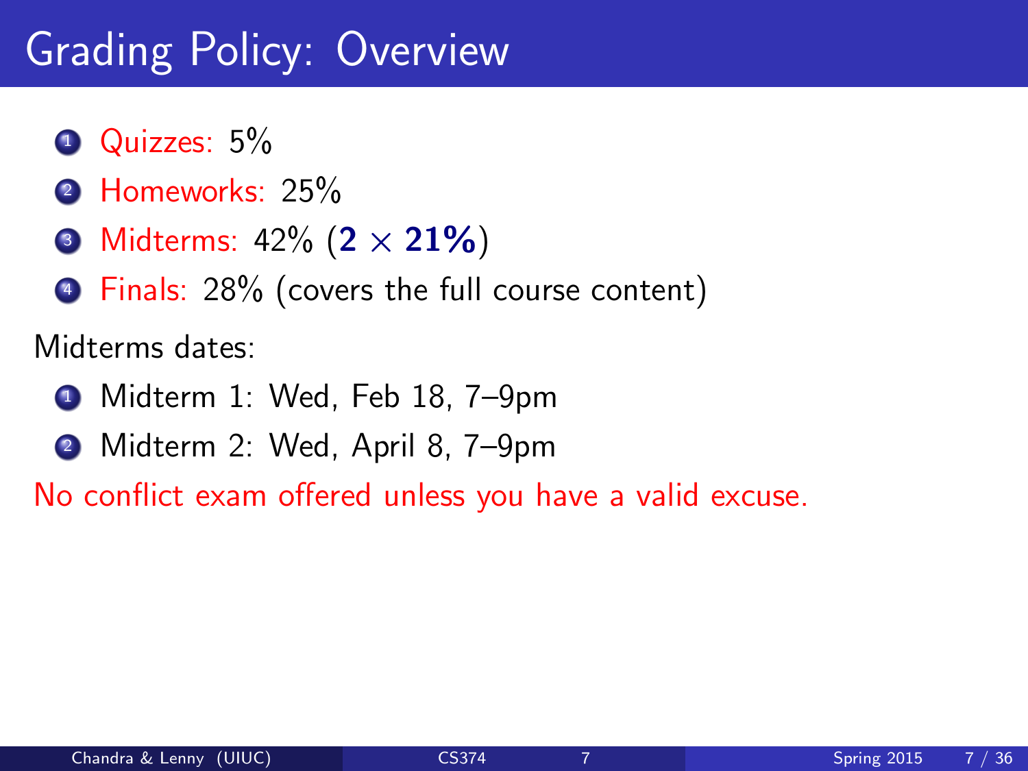# Grading Policy: Overview

1. Quizzes: 5%
2. Homeworks: 25%
3. Midterms: 42% (**2 × 21%**)
4. Finals: 28% (covers the full course content)

Midterms dates:

1. Midterm 1: Wed, Feb 18, 7–9pm
2. Midterm 2: Wed, April 8, 7–9pm

No conflict exam offered unless you have a valid excuse.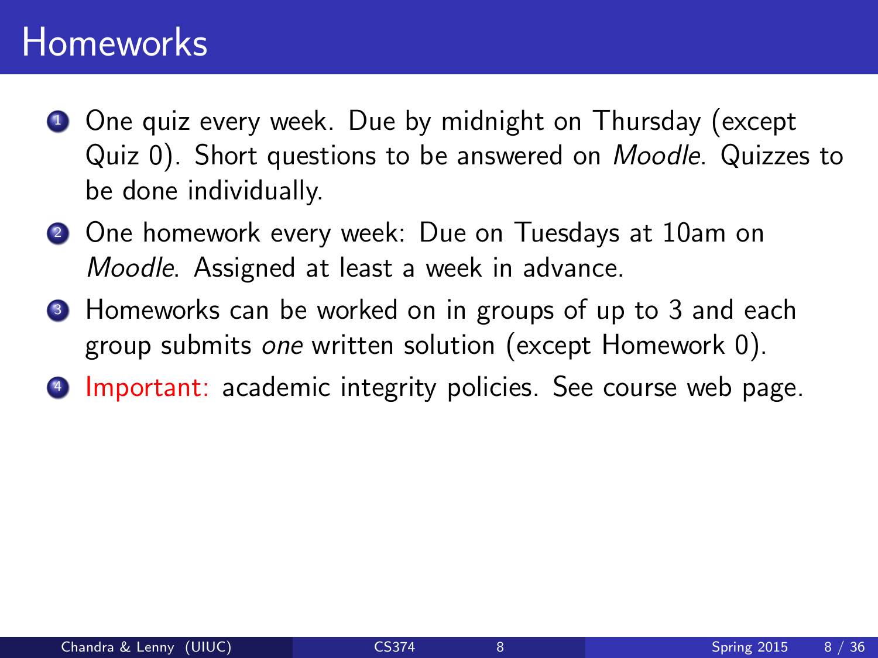# Homeworks

1. One quiz every week. Due by midnight on Thursday (except Quiz 0). Short questions to be answered on *Moodle*. Quizzes to be done individually.
2. One homework every week: Due on Tuesdays at 10am on *Moodle*. Assigned at least a week in advance.
3. Homeworks can be worked on in groups of up to 3 and each group submits *one* written solution (except Homework 0).
4. Important: academic integrity policies. See course web page.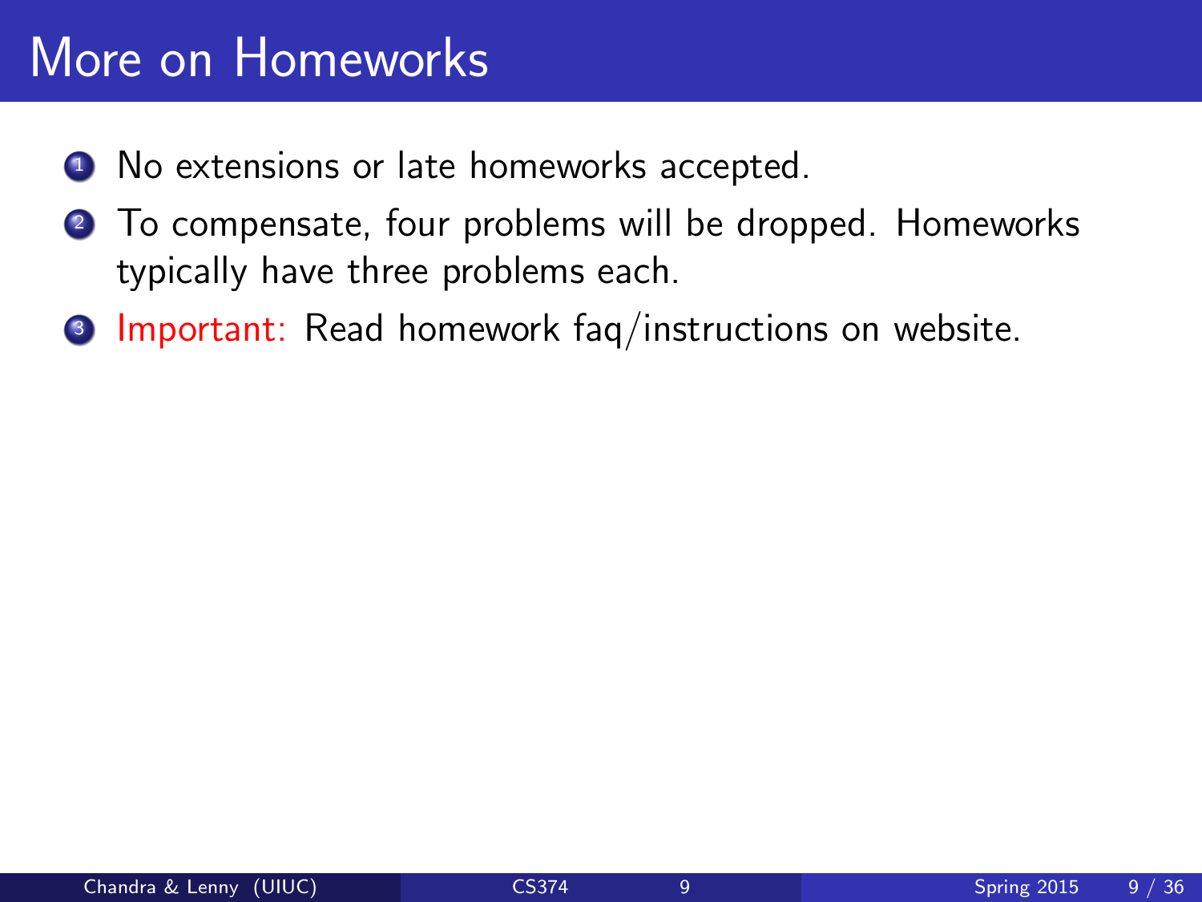# More on Homeworks

1. No extensions or late homeworks accepted.
2. To compensate, four problems will be dropped. Homeworks typically have three problems each.
3. Important: Read homework faq/instructions on website.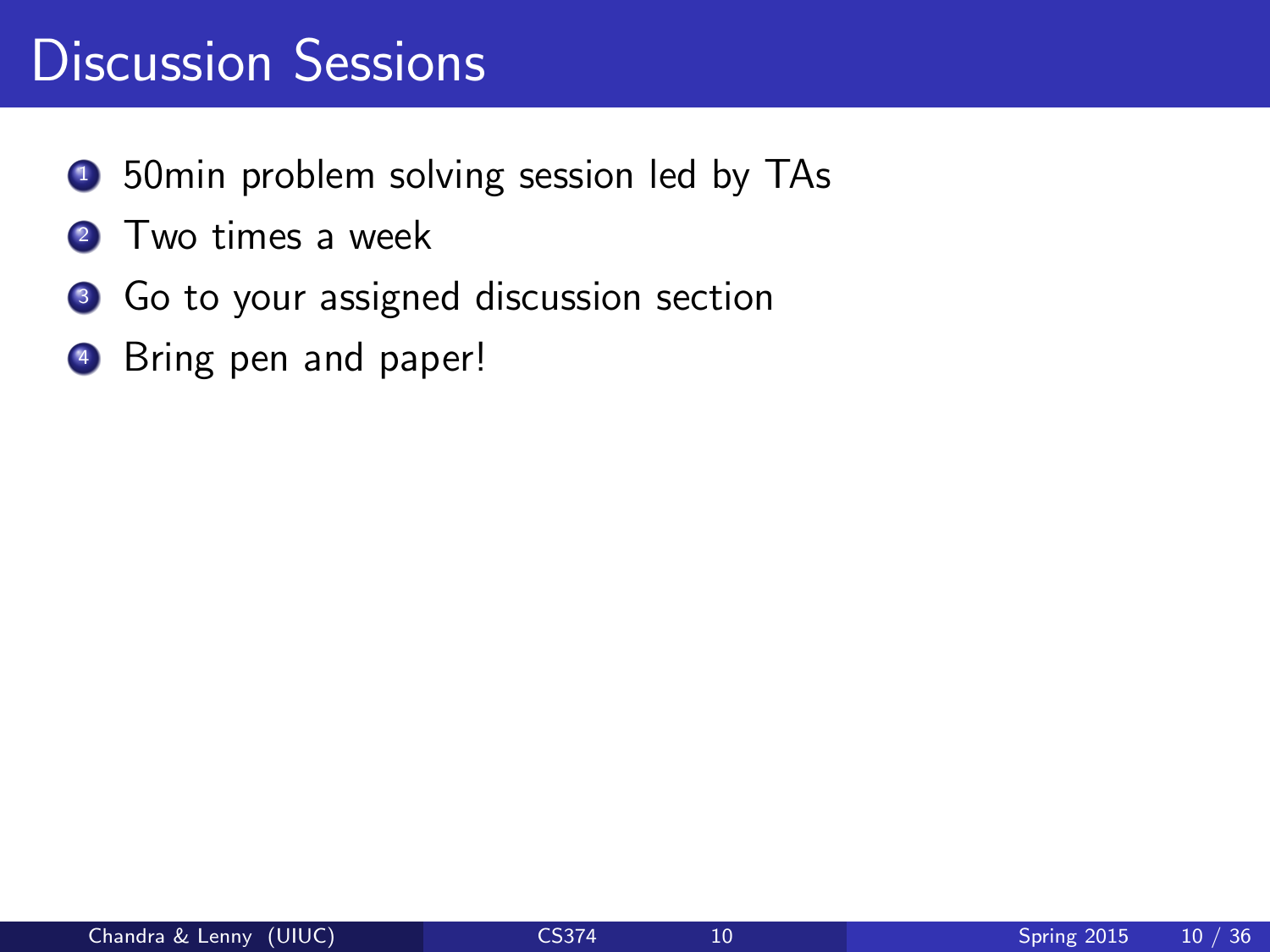# Discussion Sessions

1. 50min problem solving session led by TAs
2. Two times a week
3. Go to your assigned discussion section
4. Bring pen and paper!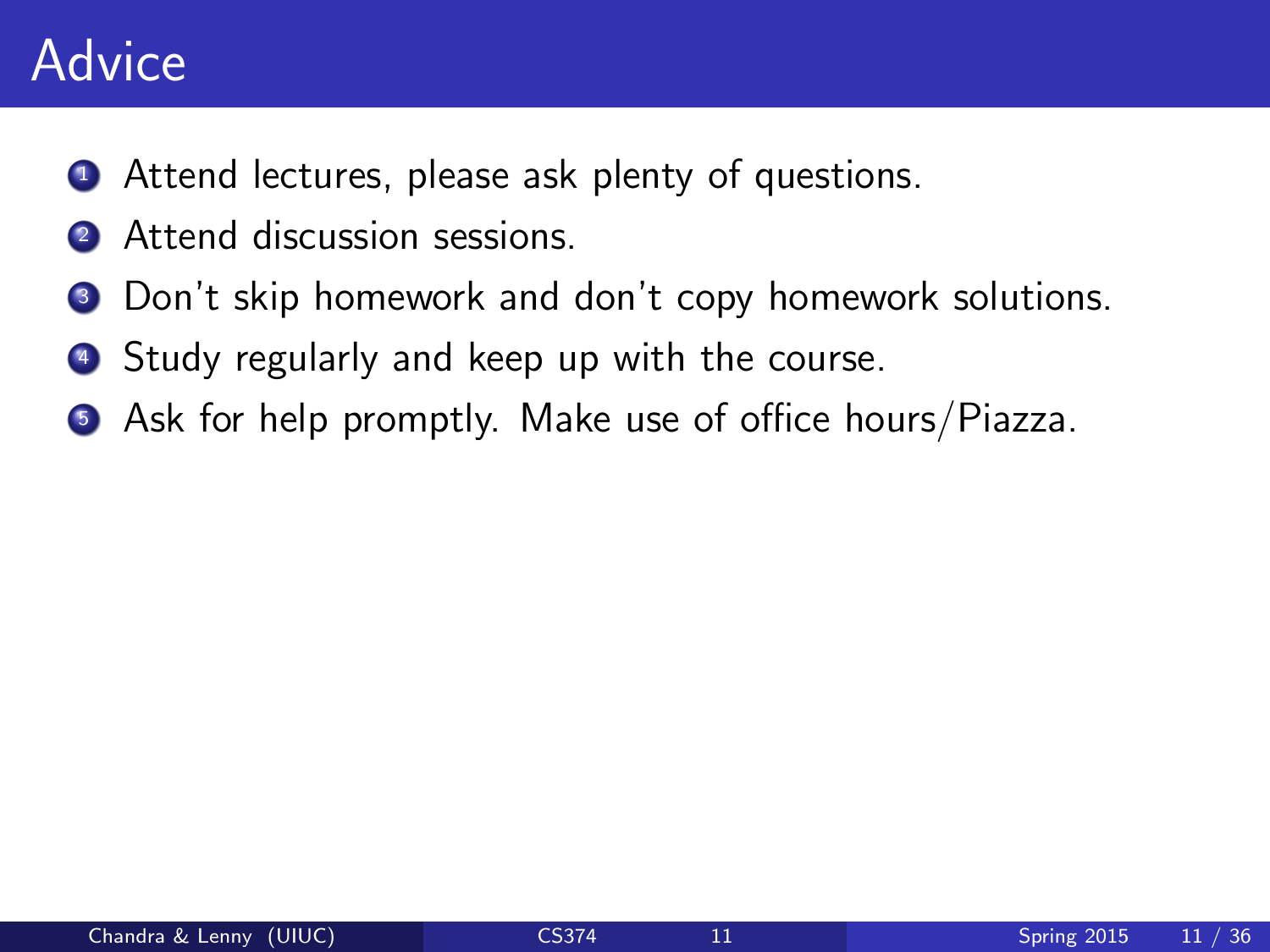# Advice

1. Attend lectures, please ask plenty of questions.
2. Attend discussion sessions.
3. Don't skip homework and don't copy homework solutions.
4. Study regularly and keep up with the course.
5. Ask for help promptly. Make use of office hours/Piazza.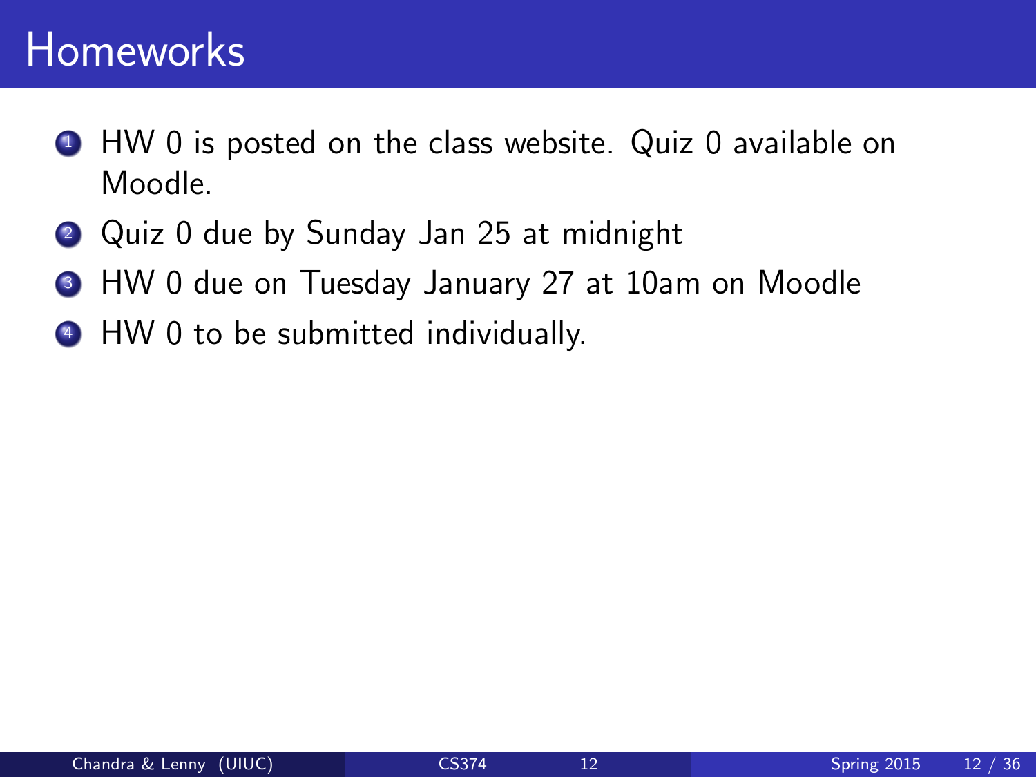# Homeworks

1. HW 0 is posted on the class website. Quiz 0 available on Moodle.
2. Quiz 0 due by Sunday Jan 25 at midnight
3. HW 0 due on Tuesday January 27 at 10am on Moodle
4. HW 0 to be submitted individually.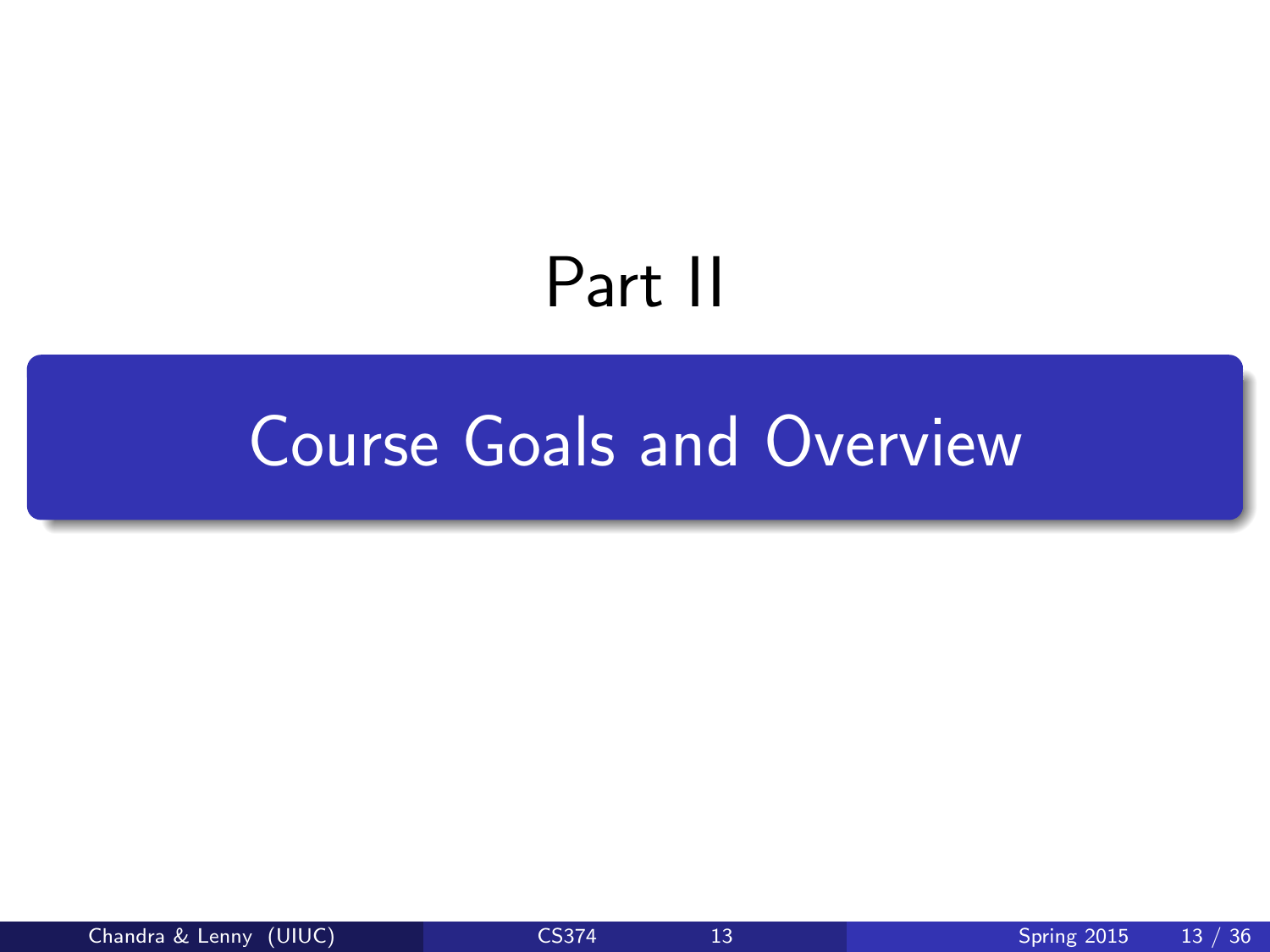# Part II

## Course Goals and Overview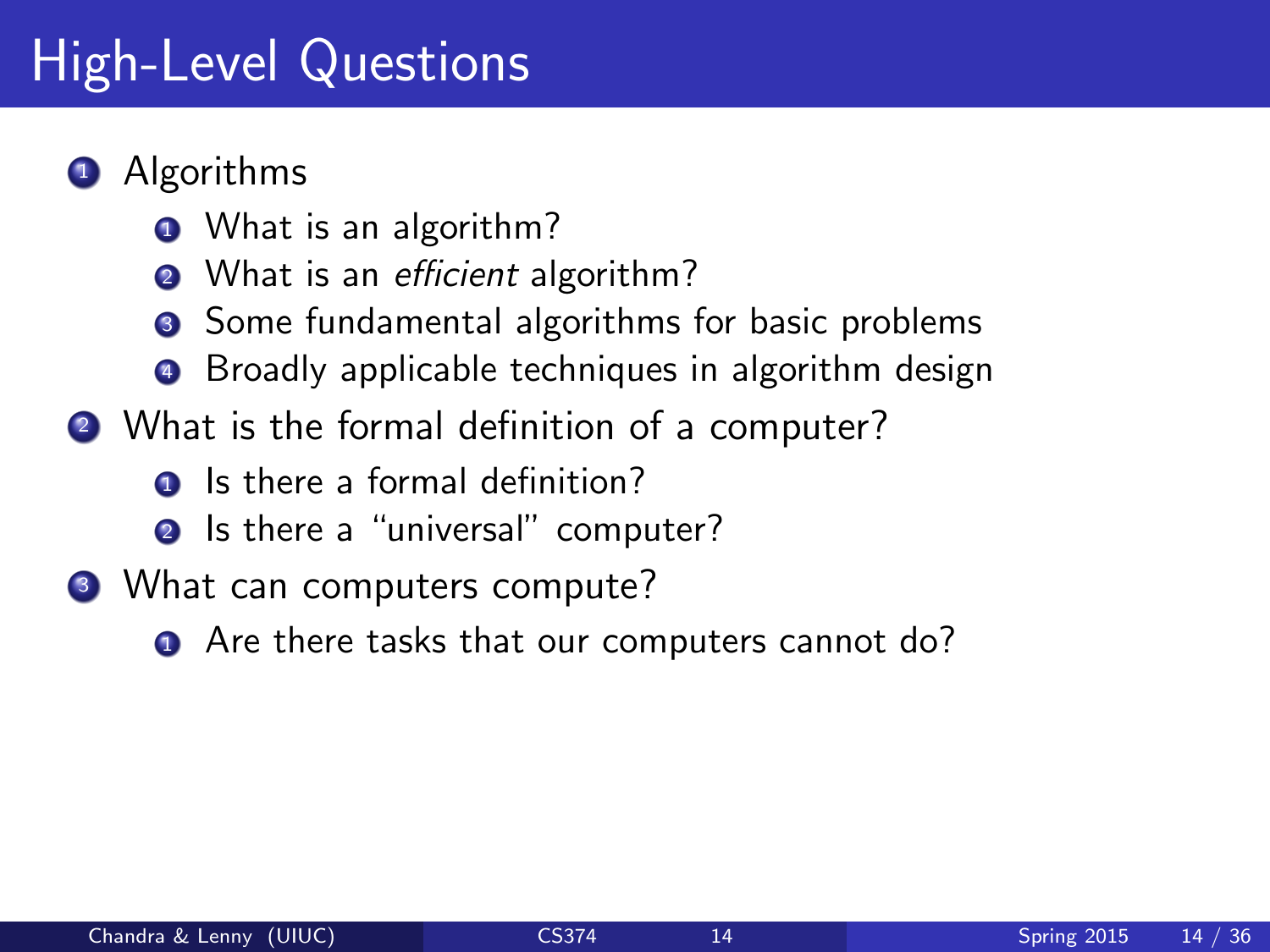# High-Level Questions

1. Algorithms
   1. What is an algorithm?
   2. What is an *efficient* algorithm?
   3. Some fundamental algorithms for basic problems
   4. Broadly applicable techniques in algorithm design
2. What is the formal definition of a computer?
   1. Is there a formal definition?
   2. Is there a "universal" computer?
3. What can computers compute?
   1. Are there tasks that our computers cannot do?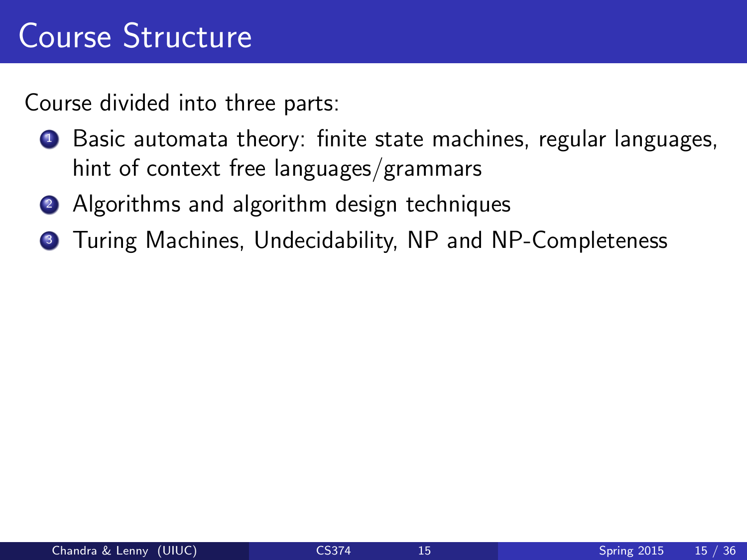# Course Structure

Course divided into three parts:

1. Basic automata theory: finite state machines, regular languages, hint of context free languages/grammars
2. Algorithms and algorithm design techniques
3. Turing Machines, Undecidability, NP and NP-Completeness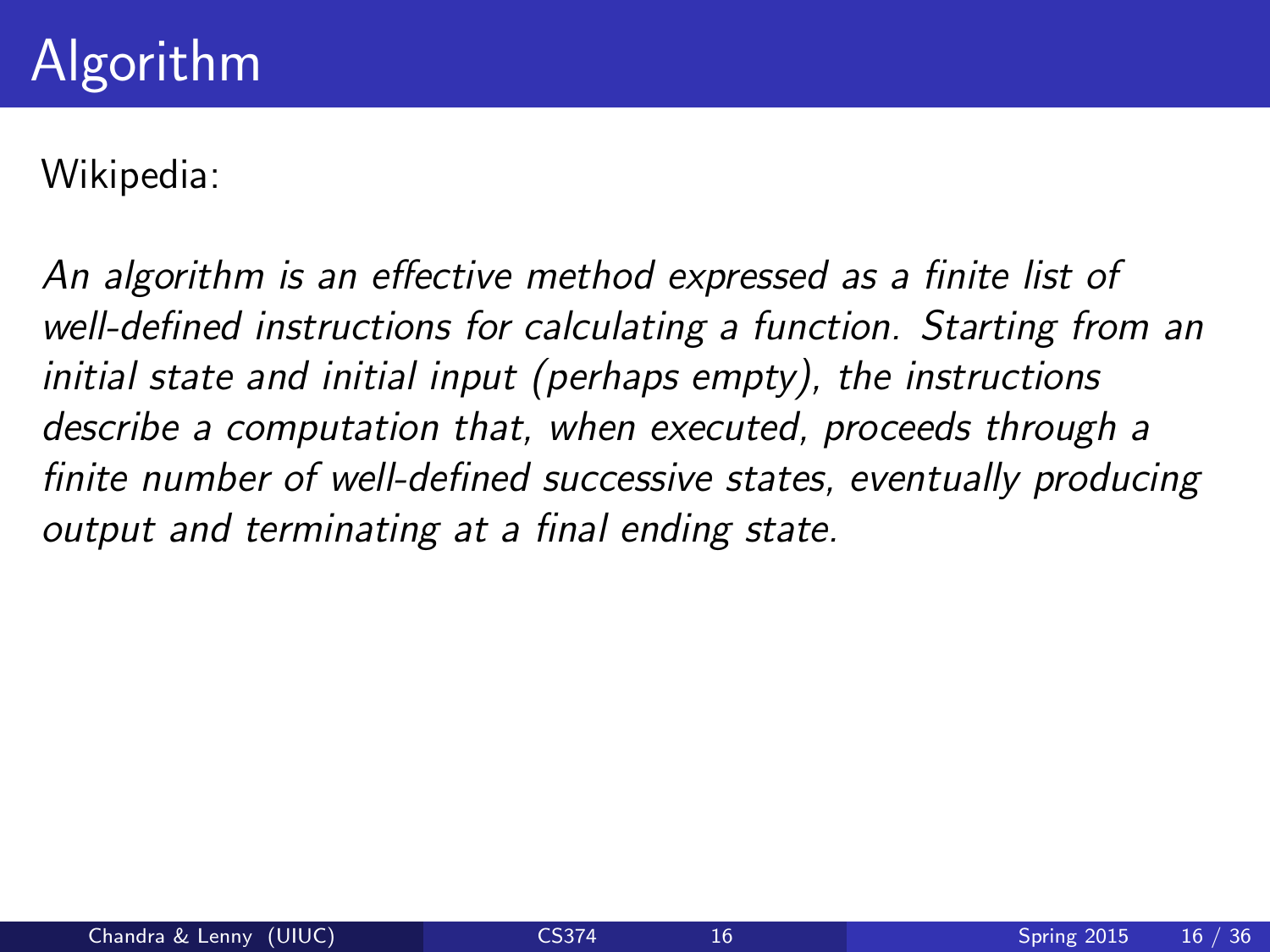# Algorithm

Wikipedia:

*An algorithm is an effective method expressed as a finite list of well-defined instructions for calculating a function. Starting from an initial state and initial input (perhaps empty), the instructions describe a computation that, when executed, proceeds through a finite number of well-defined successive states, eventually producing output and terminating at a final ending state.*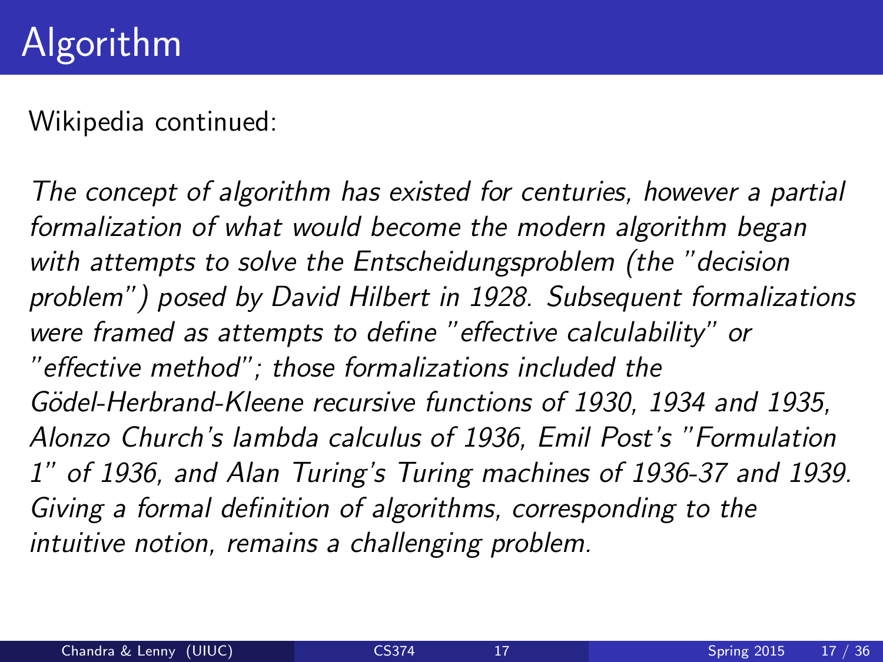# Algorithm

Wikipedia continued:

*The concept of algorithm has existed for centuries, however a partial formalization of what would become the modern algorithm began with attempts to solve the Entscheidungsproblem (the "decision problem") posed by David Hilbert in 1928. Subsequent formalizations were framed as attempts to define "effective calculability" or "effective method"; those formalizations included the Gödel-Herbrand-Kleene recursive functions of 1930, 1934 and 1935, Alonzo Church's lambda calculus of 1936, Emil Post's "Formulation 1" of 1936, and Alan Turing's Turing machines of 1936-37 and 1939. Giving a formal definition of algorithms, corresponding to the intuitive notion, remains a challenging problem.*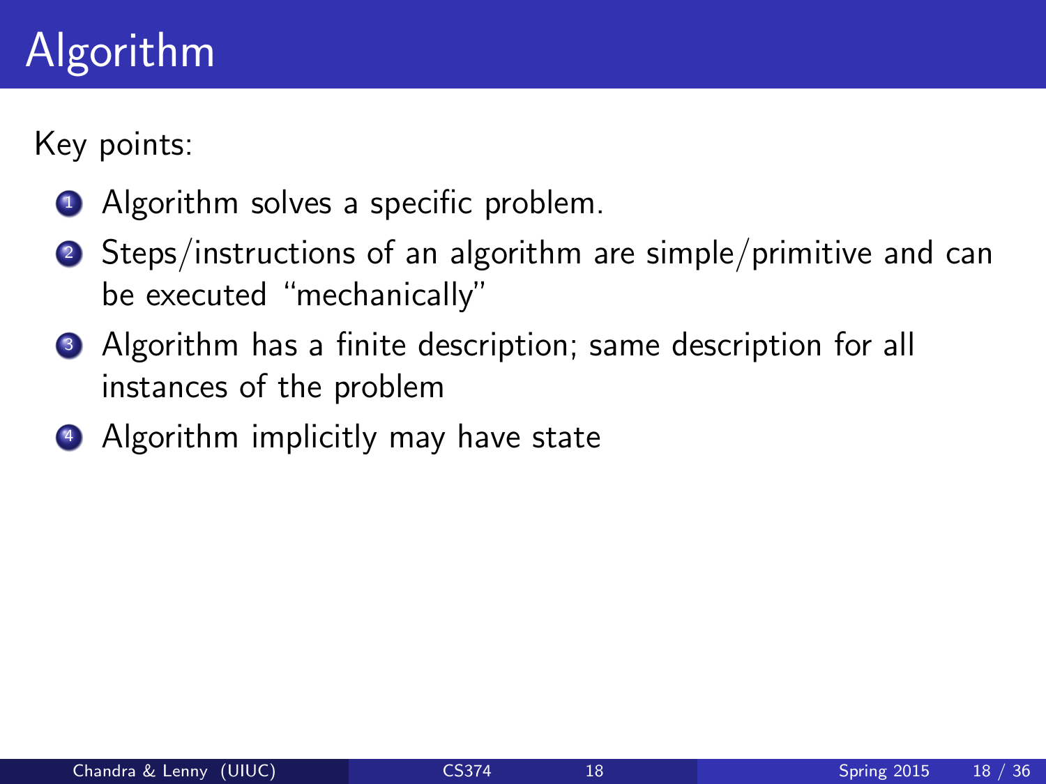# Algorithm

Key points:

1. Algorithm solves a specific problem.
2. Steps/instructions of an algorithm are simple/primitive and can be executed "mechanically"
3. Algorithm has a finite description; same description for all instances of the problem
4. Algorithm implicitly may have state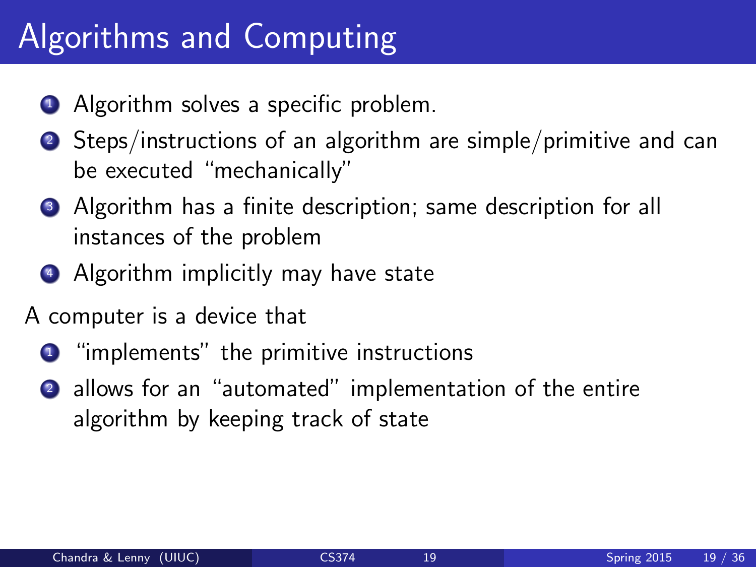# Algorithms and Computing

1. Algorithm solves a specific problem.
2. Steps/instructions of an algorithm are simple/primitive and can be executed "mechanically"
3. Algorithm has a finite description; same description for all instances of the problem
4. Algorithm implicitly may have state

A computer is a device that

1. "implements" the primitive instructions
2. allows for an "automated" implementation of the entire algorithm by keeping track of state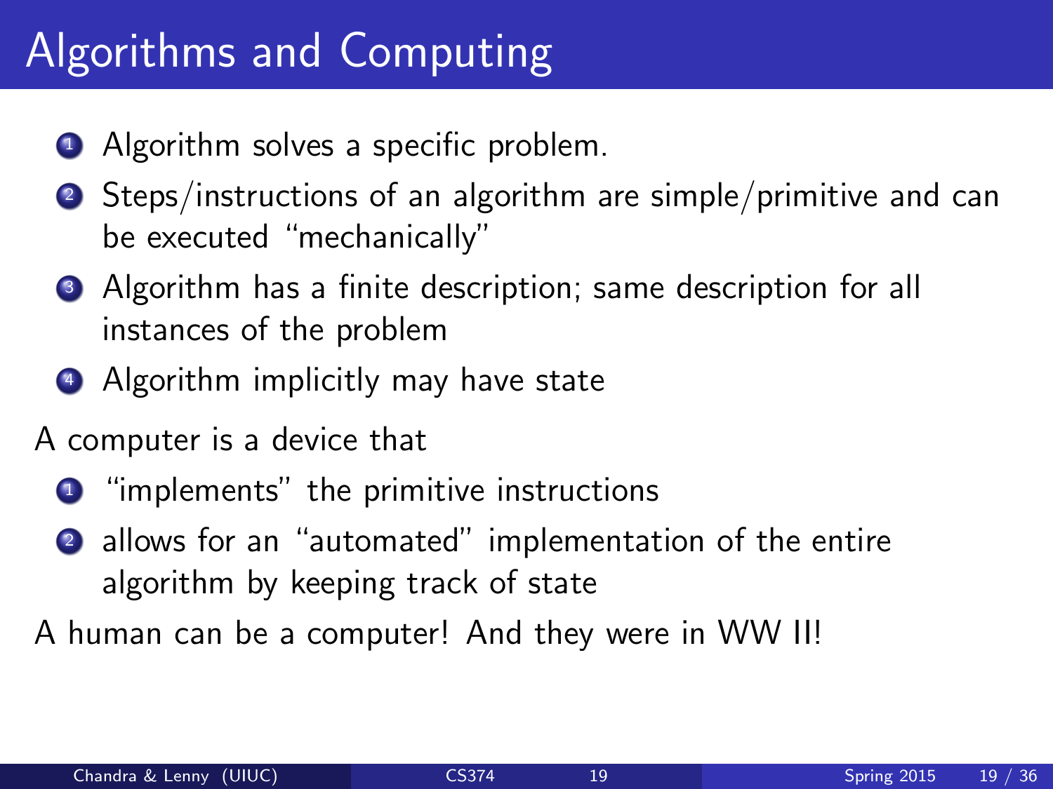# Algorithms and Computing

1. Algorithm solves a specific problem.
2. Steps/instructions of an algorithm are simple/primitive and can be executed "mechanically"
3. Algorithm has a finite description; same description for all instances of the problem
4. Algorithm implicitly may have state

A computer is a device that

1. "implements" the primitive instructions
2. allows for an "automated" implementation of the entire algorithm by keeping track of state

A human can be a computer! And they were in WW II!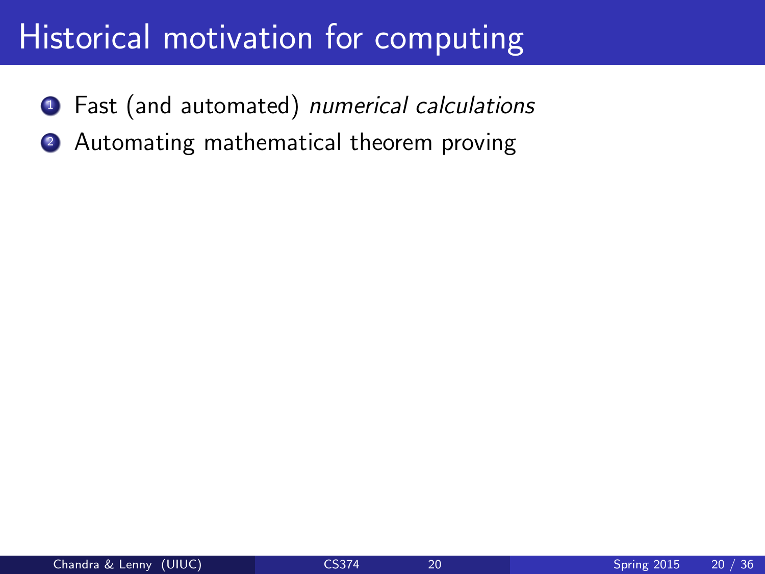# Historical motivation for computing

1. Fast (and automated) *numerical calculations*
2. Automating mathematical theorem proving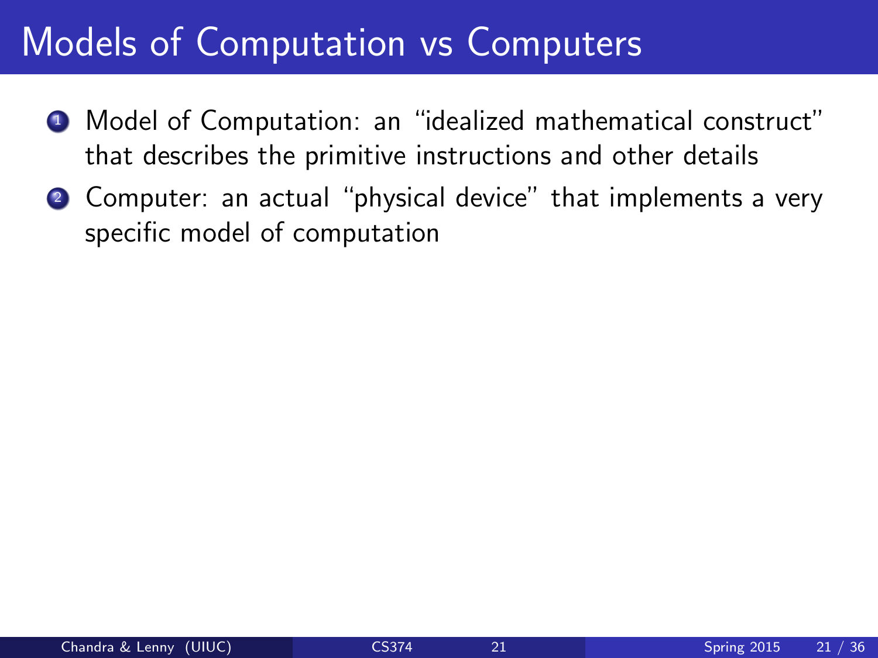# Models of Computation vs Computers

1. Model of Computation: an "idealized mathematical construct" that describes the primitive instructions and other details
2. Computer: an actual "physical device" that implements a very specific model of computation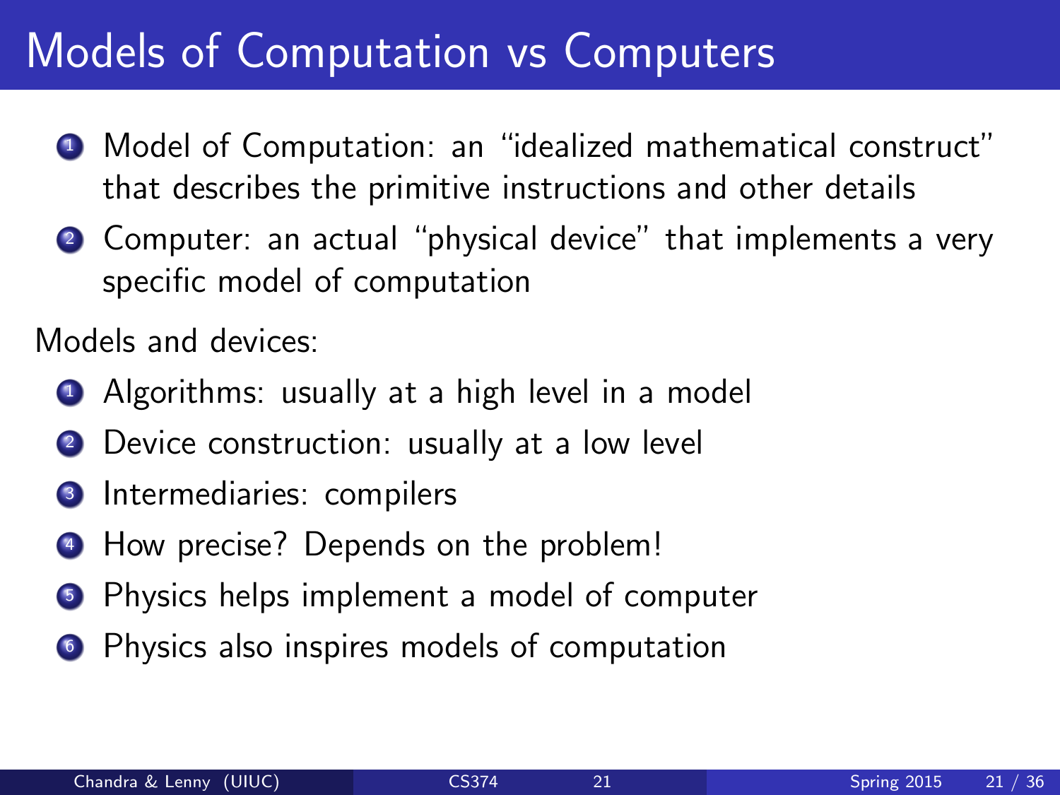# Models of Computation vs Computers

1. Model of Computation: an "idealized mathematical construct" that describes the primitive instructions and other details
2. Computer: an actual "physical device" that implements a very specific model of computation

Models and devices:

1. Algorithms: usually at a high level in a model
2. Device construction: usually at a low level
3. Intermediaries: compilers
4. How precise? Depends on the problem!
5. Physics helps implement a model of computer
6. Physics also inspires models of computation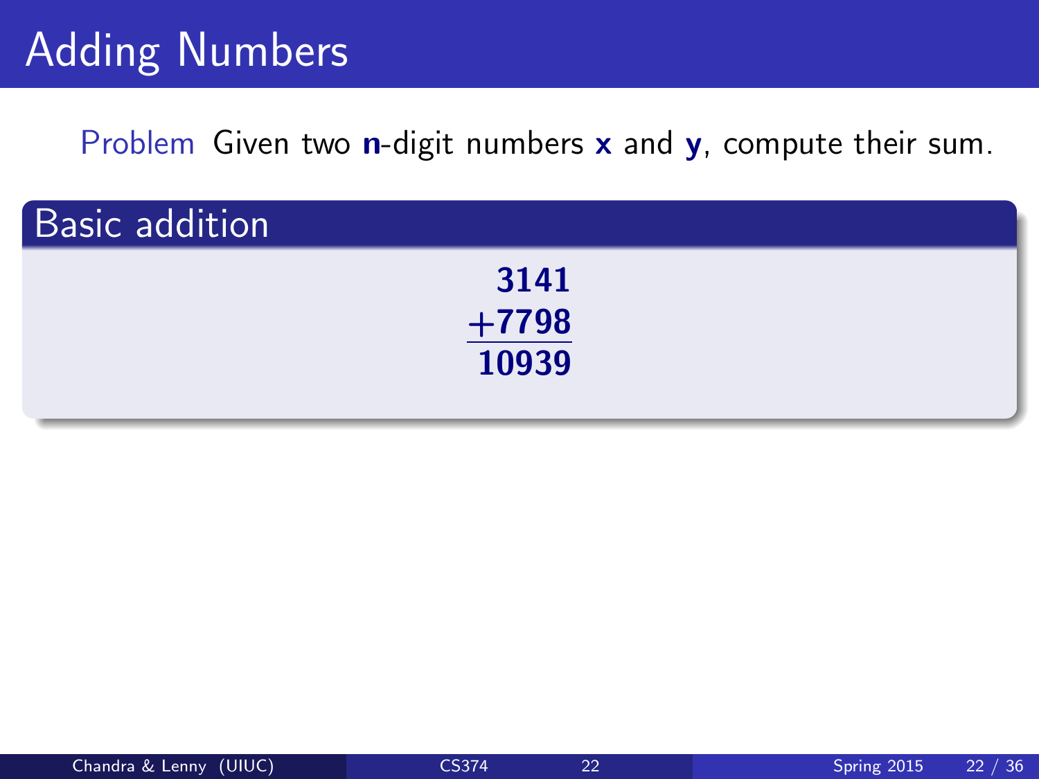# Adding Numbers

Problem Given two **n**-digit numbers **x** and **y**, compute their sum.

## Basic addition

$$
\begin{array}{r}
3141 \\
+7798 \\
\hline
10939
\end{array}
$$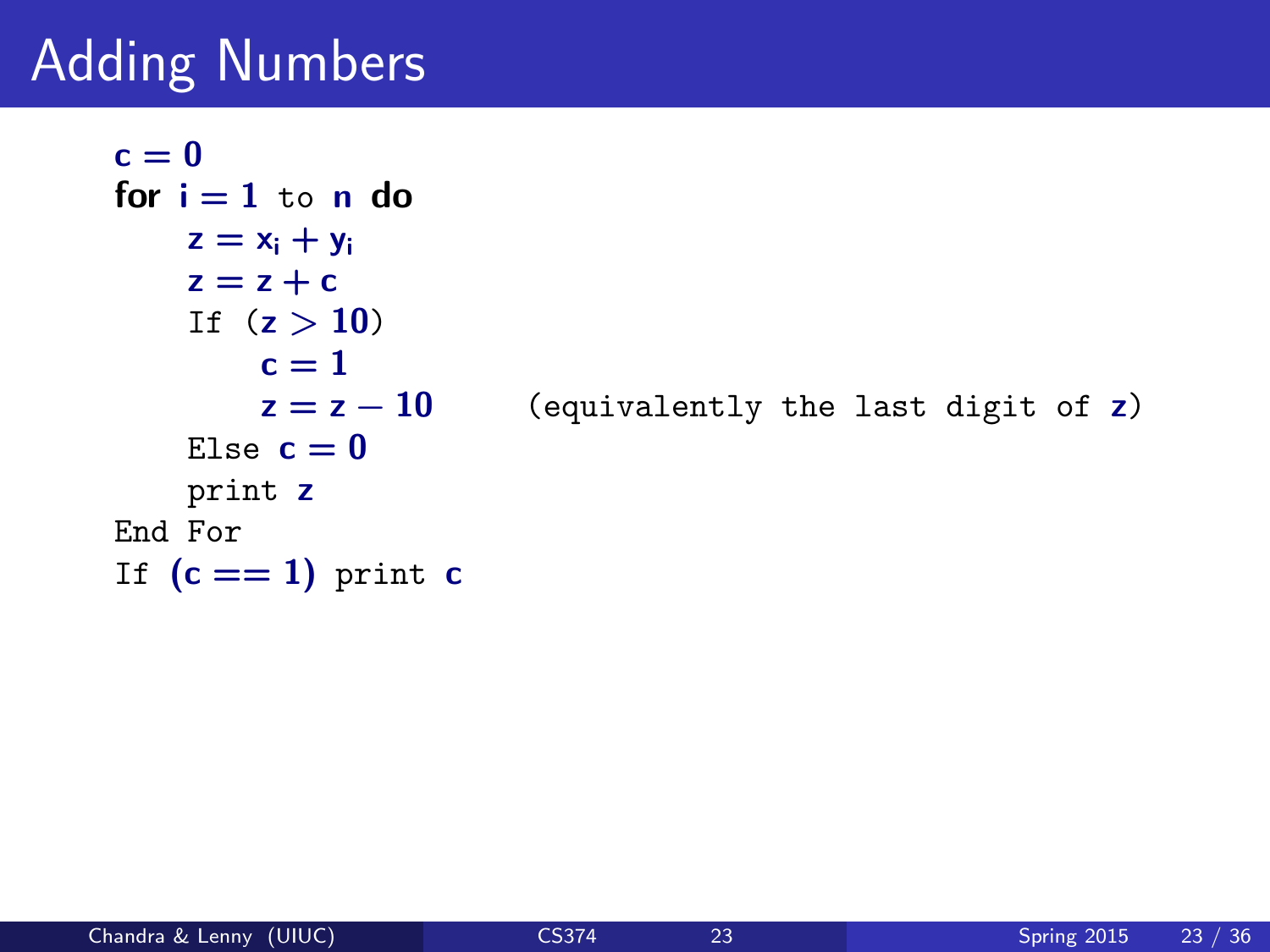# Adding Numbers

```
c = 0
for i = 1 to n do
    z = x_i + y_i
    z = z + c
    If (z > 10)
        c = 1
        z = z − 10        (equivalently the last digit of z)
    Else c = 0
    print z
End For
If (c == 1) print c
```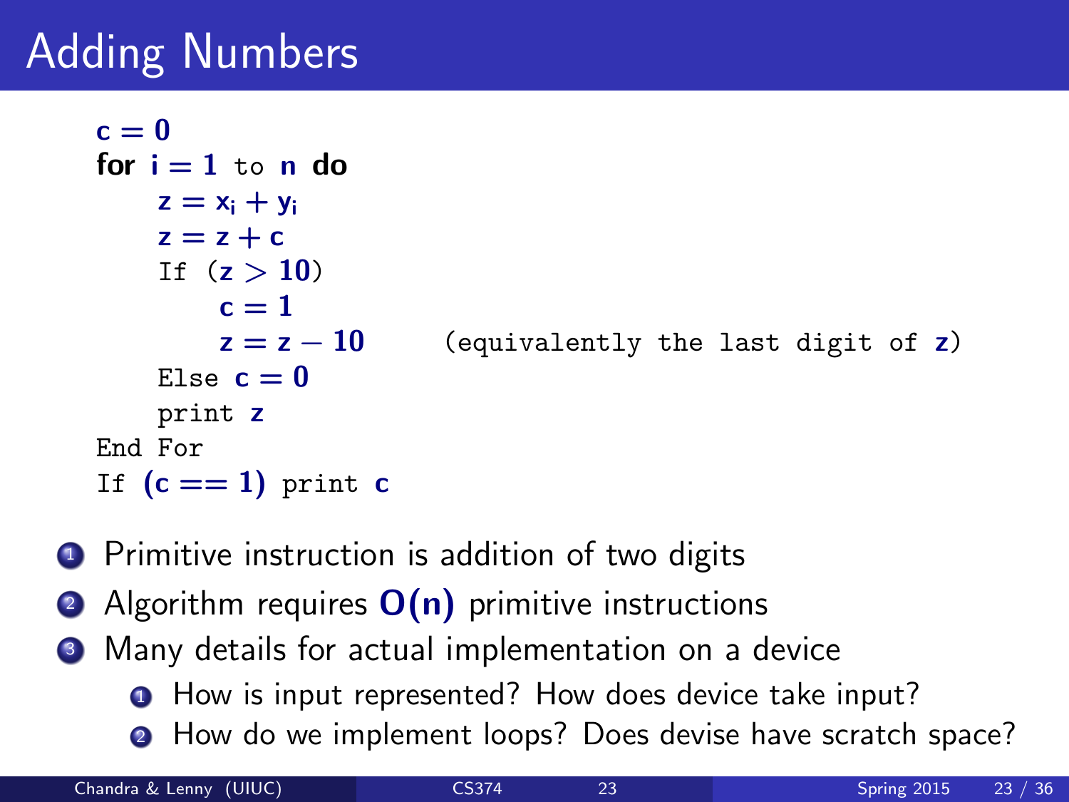# Adding Numbers

```
c = 0
for i = 1 to n do
    z = x_i + y_i
    z = z + c
    If (z > 10)
        c = 1
        z = z − 10      (equivalently the last digit of z)
    Else c = 0
    print z
End For
If (c == 1) print c
```

1. Primitive instruction is addition of two digits
2. Algorithm requires $\mathbf{O(n)}$ primitive instructions
3. Many details for actual implementation on a device
    1. How is input represented? How does device take input?
    2. How do we implement loops? Does devise have scratch space?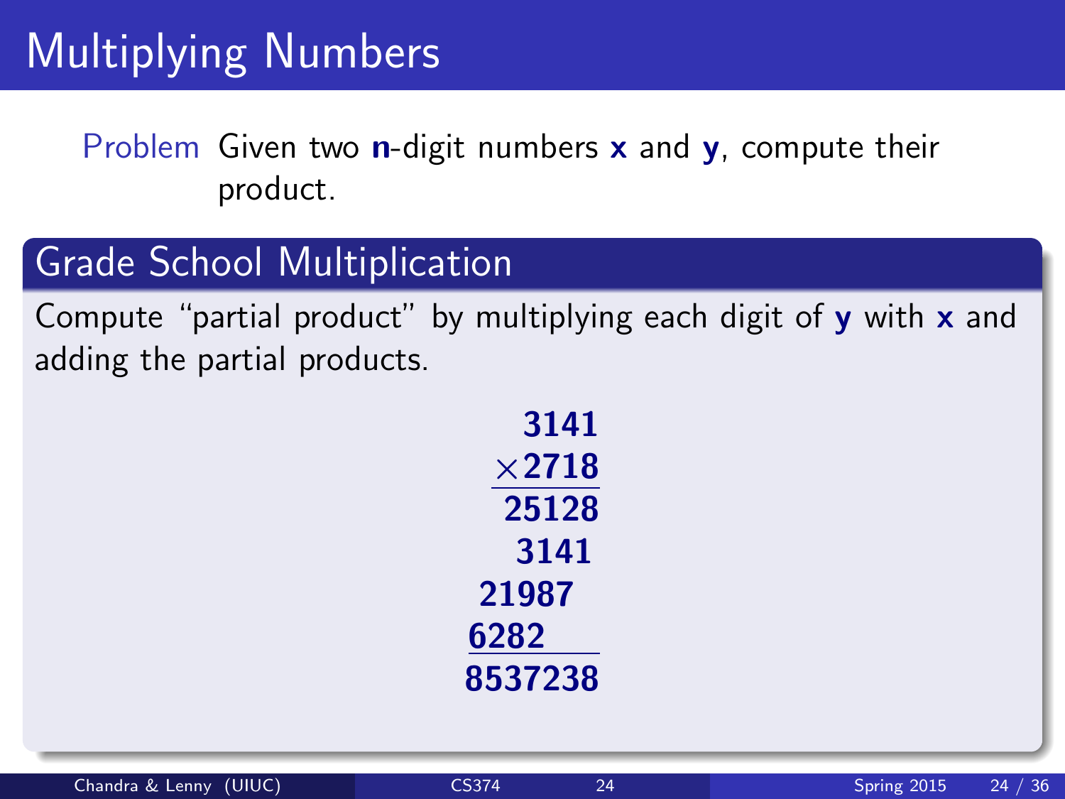# Multiplying Numbers

**Problem** Given two **n**-digit numbers **x** and **y**, compute their product.

## Grade School Multiplication

Compute "partial product" by multiplying each digit of **y** with **x** and adding the partial products.

```
     3141
    ×2718
  -------
    25128
    3141
  21987
  6282
  -------
  8537238
```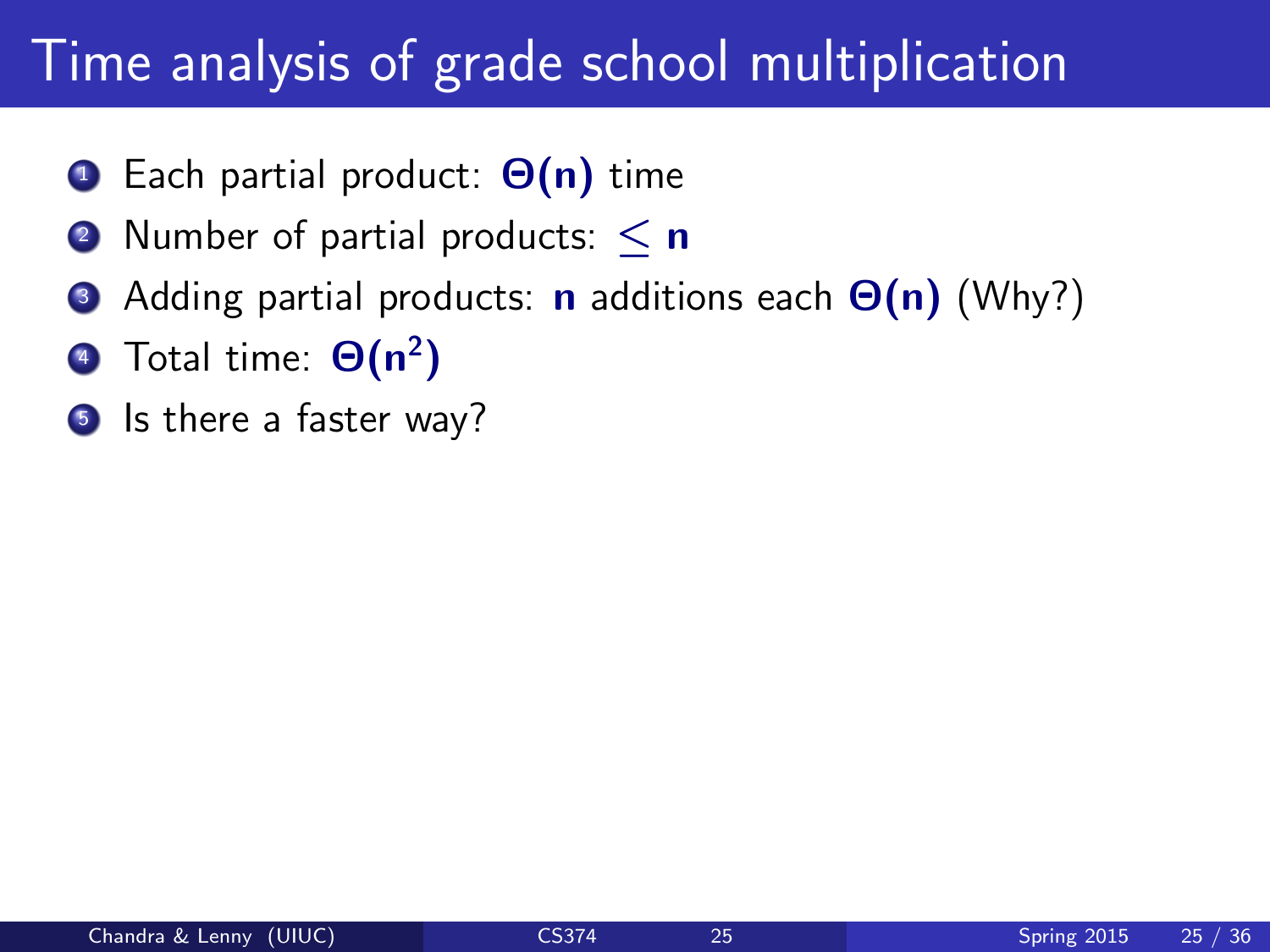# Time analysis of grade school multiplication

1. Each partial product: $\mathbf{\Theta(n)}$ time
2. Number of partial products: $\leq \mathbf{n}$
3. Adding partial products: $\mathbf{n}$ additions each $\mathbf{\Theta(n)}$ (Why?)
4. Total time: $\mathbf{\Theta(n^2)}$
5. Is there a faster way?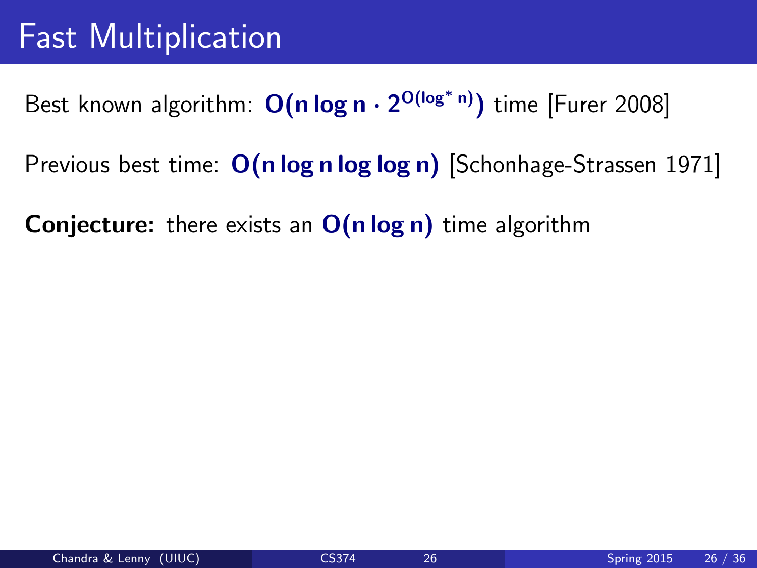# Fast Multiplication

Best known algorithm: $\mathbf{O(n \log n \cdot 2^{O(\log^* n)})}$ time [Furer 2008]

Previous best time: $\mathbf{O(n \log n \log \log n)}$ [Schonhage-Strassen 1971]

**Conjecture:** there exists an $\mathbf{O(n \log n)}$ time algorithm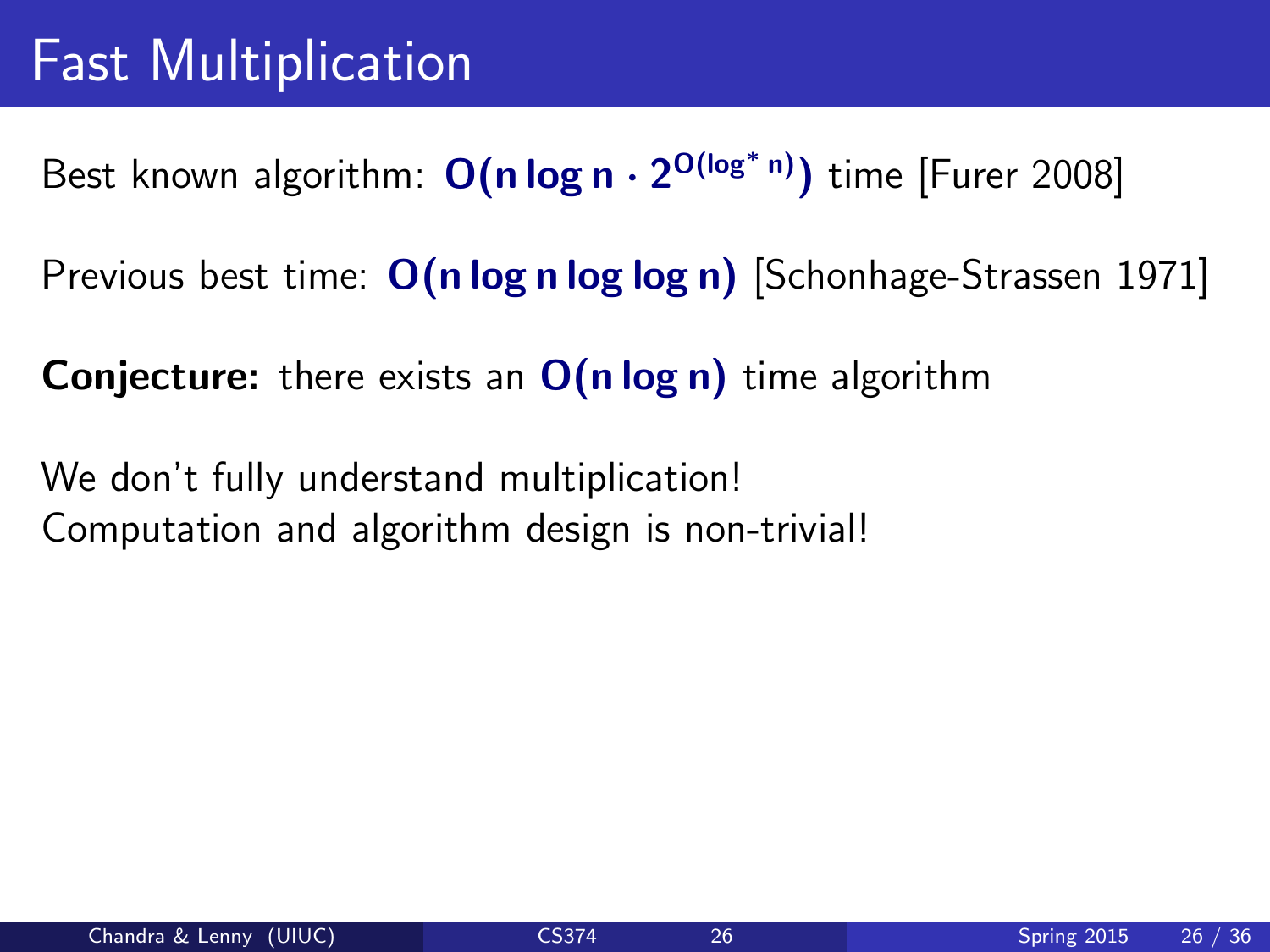# Fast Multiplication

Best known algorithm: $\mathbf{O(n \log n \cdot 2^{O(\log^* n)})}$ time [Furer 2008]

Previous best time: $\mathbf{O(n \log n \log \log n)}$ [Schonhage-Strassen 1971]

**Conjecture:** there exists an $\mathbf{O(n \log n)}$ time algorithm

We don't fully understand multiplication!
Computation and algorithm design is non-trivial!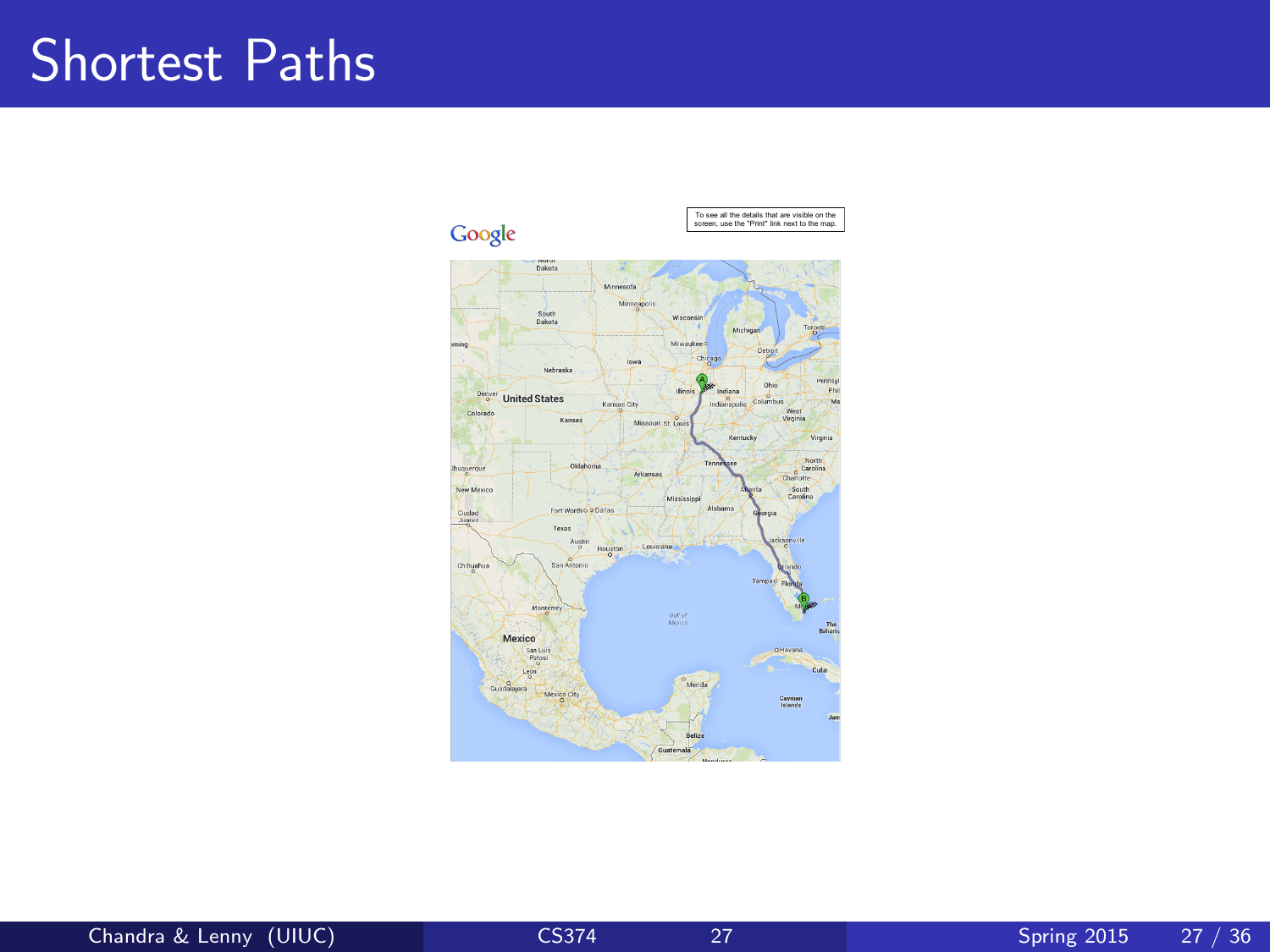# Shortest Paths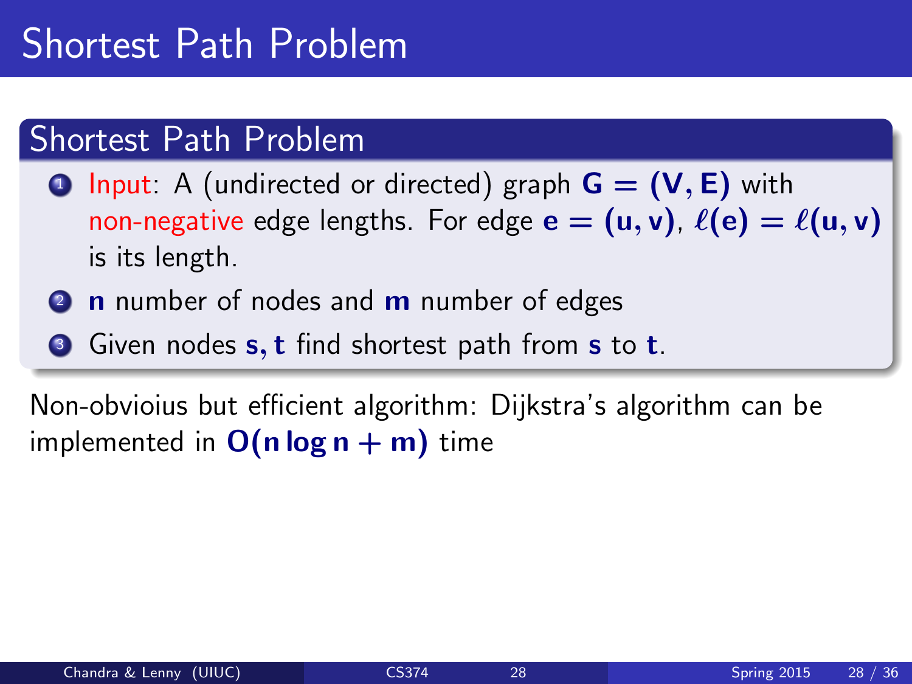# Shortest Path Problem

## Shortest Path Problem

1. Input: A (undirected or directed) graph $G = (V, E)$ with non-negative edge lengths. For edge $e = (u, v)$, $\ell(e) = \ell(u, v)$ is its length.
2. $n$ number of nodes and $m$ number of edges
3. Given nodes $s, t$ find shortest path from $s$ to $t$.

Non-obvioius but efficient algorithm: Dijkstra's algorithm can be implemented in $O(n \log n + m)$ time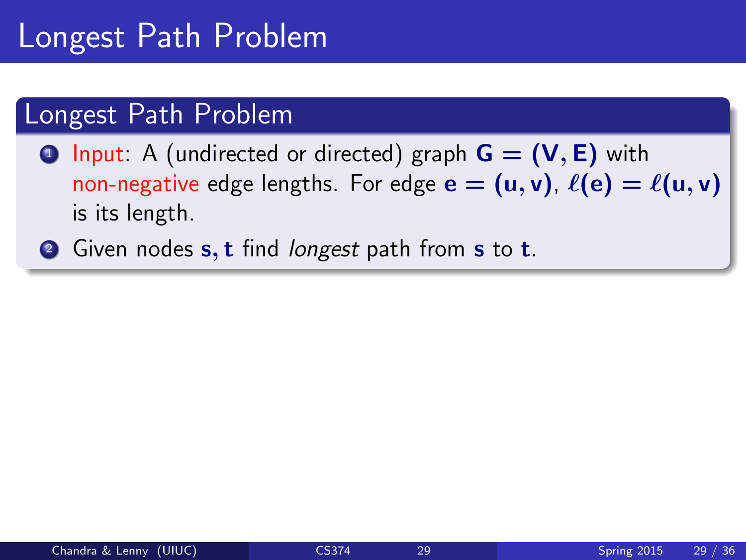# Longest Path Problem

## Longest Path Problem

1. Input: A (undirected or directed) graph $\mathbf{G} = (\mathbf{V}, \mathbf{E})$ with non-negative edge lengths. For edge $\mathbf{e} = (\mathbf{u}, \mathbf{v})$, $\ell(\mathbf{e}) = \ell(\mathbf{u}, \mathbf{v})$ is its length.
2. Given nodes $\mathbf{s}, \mathbf{t}$ find *longest* path from $\mathbf{s}$ to $\mathbf{t}$.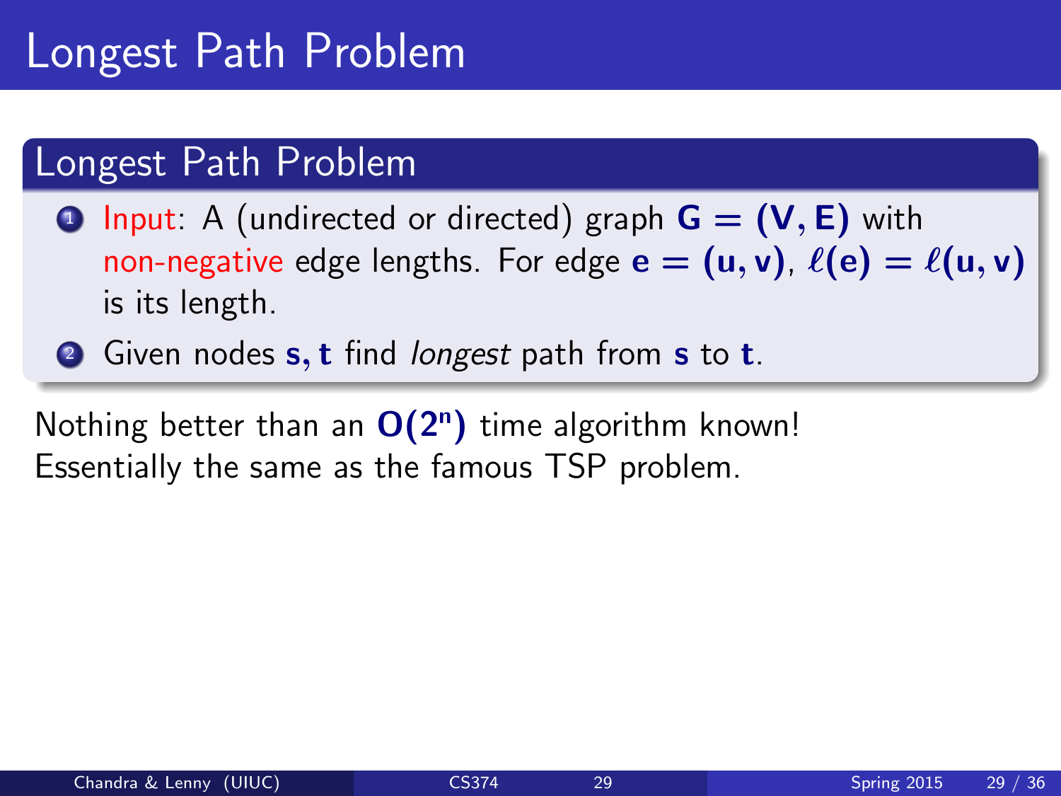# Longest Path Problem

## Longest Path Problem

1. Input: A (undirected or directed) graph $G = (V, E)$ with non-negative edge lengths. For edge $e = (u, v)$, $\ell(e) = \ell(u, v)$ is its length.
2. Given nodes $s, t$ find *longest* path from $s$ to $t$.

Nothing better than an $O(2^n)$ time algorithm known!
Essentially the same as the famous TSP problem.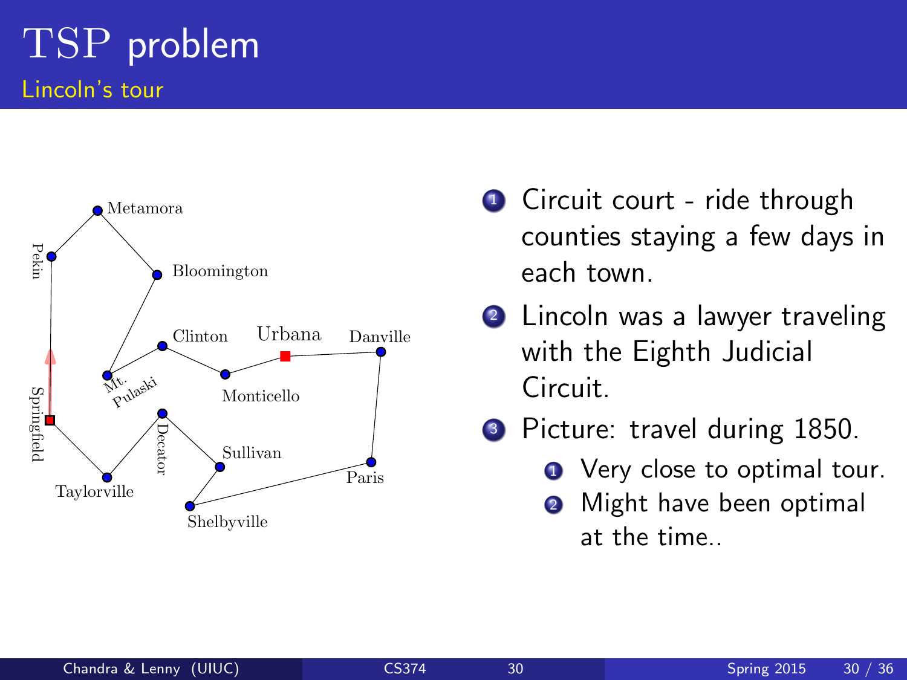# TSP problem

## Lincoln's tour

Metamora

Pekin

Bloomington

Clinton

Urbana

Danville

Mt. Pulaski

Monticello

Springfield

Decator

Sullivan

Paris

Taylorville

Shelbyville

1. Circuit court - ride through counties staying a few days in each town.
2. Lincoln was a lawyer traveling with the Eighth Judicial Circuit.
3. Picture: travel during 1850.
    1. Very close to optimal tour.
    2. Might have been optimal at the time..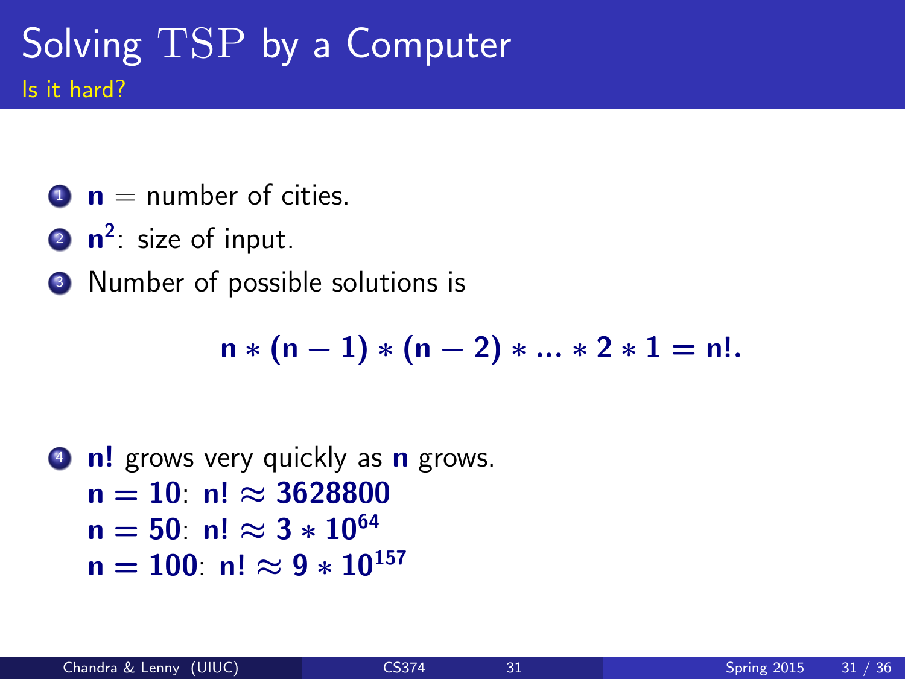# Solving TSP by a Computer

## Is it hard?

1. $\mathbf{n}$ = number of cities.
2. $\mathbf{n^2}$: size of input.
3. Number of possible solutions is

$$\mathbf{n * (n-1) * (n-2) * ... * 2 * 1 = n!.}$$

4. $\mathbf{n!}$ grows very quickly as $\mathbf{n}$ grows.
   $\mathbf{n = 10}$: $\mathbf{n! \approx 3628800}$
   $\mathbf{n = 50}$: $\mathbf{n! \approx 3 * 10^{64}}$
   $\mathbf{n = 100}$: $\mathbf{n! \approx 9 * 10^{157}}$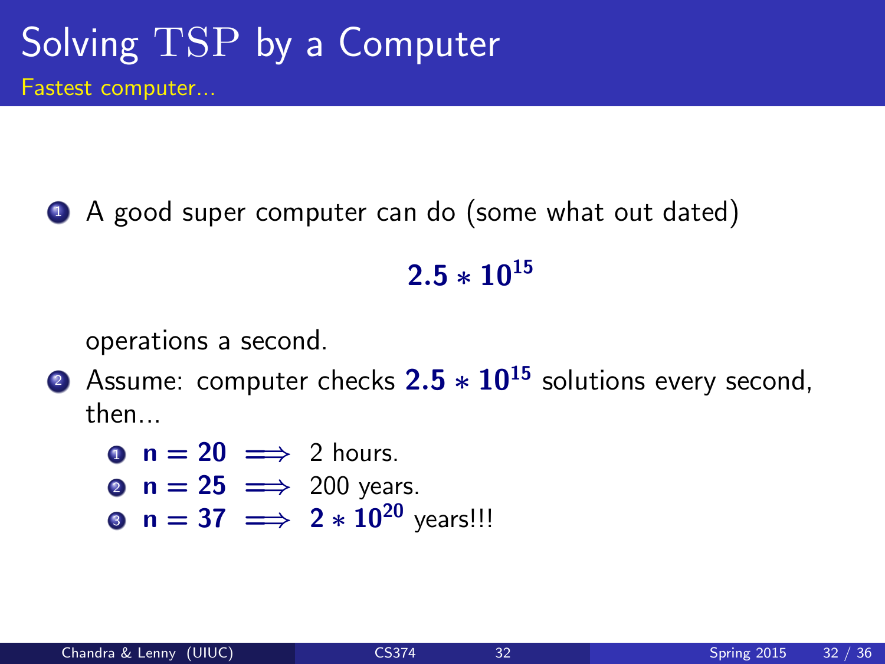# Solving TSP by a Computer

## Fastest computer...

1. A good super computer can do (some what out dated)

$$2.5 * 10^{15}$$

   operations a second.

2. Assume: computer checks $2.5 * 10^{15}$ solutions every second, then...

   1. $n = 20 \implies$ 2 hours.
   2. $n = 25 \implies$ 200 years.
   3. $n = 37 \implies 2 * 10^{20}$ years!!!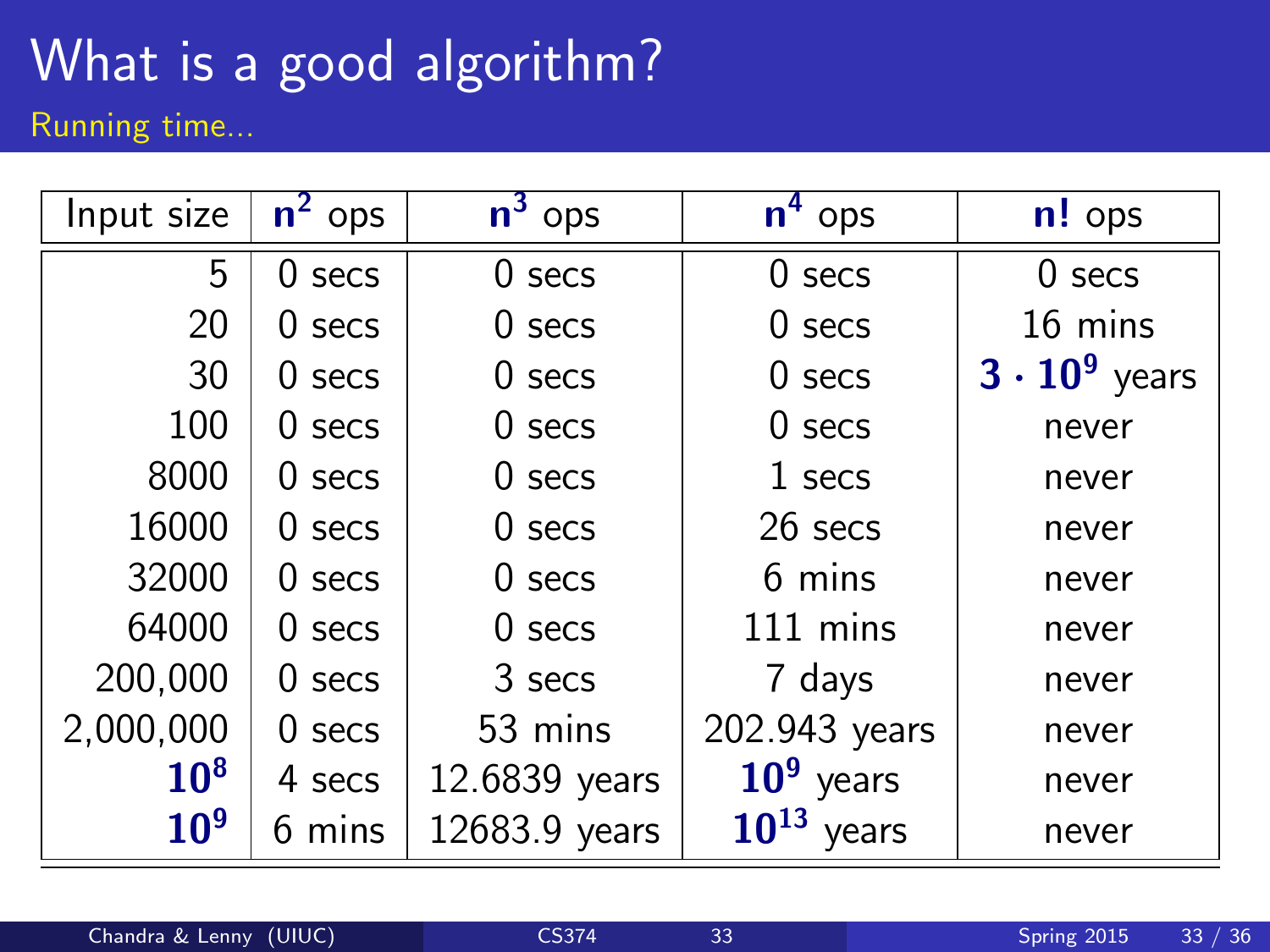# What is a good algorithm?

## Running time...

| Input size | $\mathbf{n^2}$ ops | $\mathbf{n^3}$ ops | $\mathbf{n^4}$ ops | $\mathbf{n!}$ ops |
|---|---|---|---|---|
| 5 | 0 secs | 0 secs | 0 secs | 0 secs |
| 20 | 0 secs | 0 secs | 0 secs | 16 mins |
| 30 | 0 secs | 0 secs | 0 secs | $\mathbf{3 \cdot 10^9}$ years |
| 100 | 0 secs | 0 secs | 0 secs | never |
| 8000 | 0 secs | 0 secs | 1 secs | never |
| 16000 | 0 secs | 0 secs | 26 secs | never |
| 32000 | 0 secs | 0 secs | 6 mins | never |
| 64000 | 0 secs | 0 secs | 111 mins | never |
| 200,000 | 0 secs | 3 secs | 7 days | never |
| 2,000,000 | 0 secs | 53 mins | 202.943 years | never |
| $\mathbf{10^8}$ | 4 secs | 12.6839 years | $\mathbf{10^9}$ years | never |
| $\mathbf{10^9}$ | 6 mins | 12683.9 years | $\mathbf{10^{13}}$ years | never |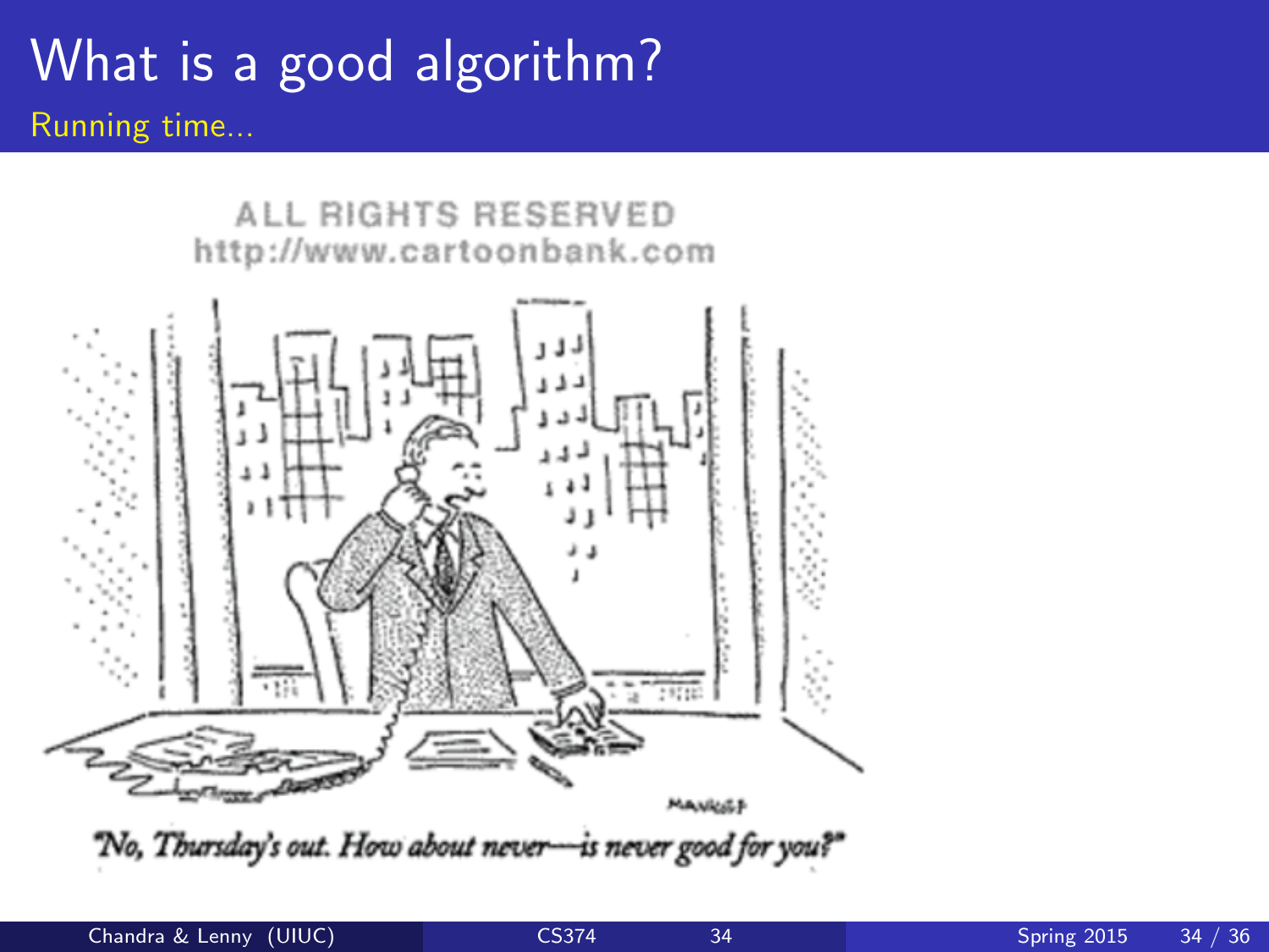# What is a good algorithm?

## Running time...

ALL RIGHTS RESERVED
http://www.cartoonbank.com

"No, Thursday's out. How about never—is never good for you?"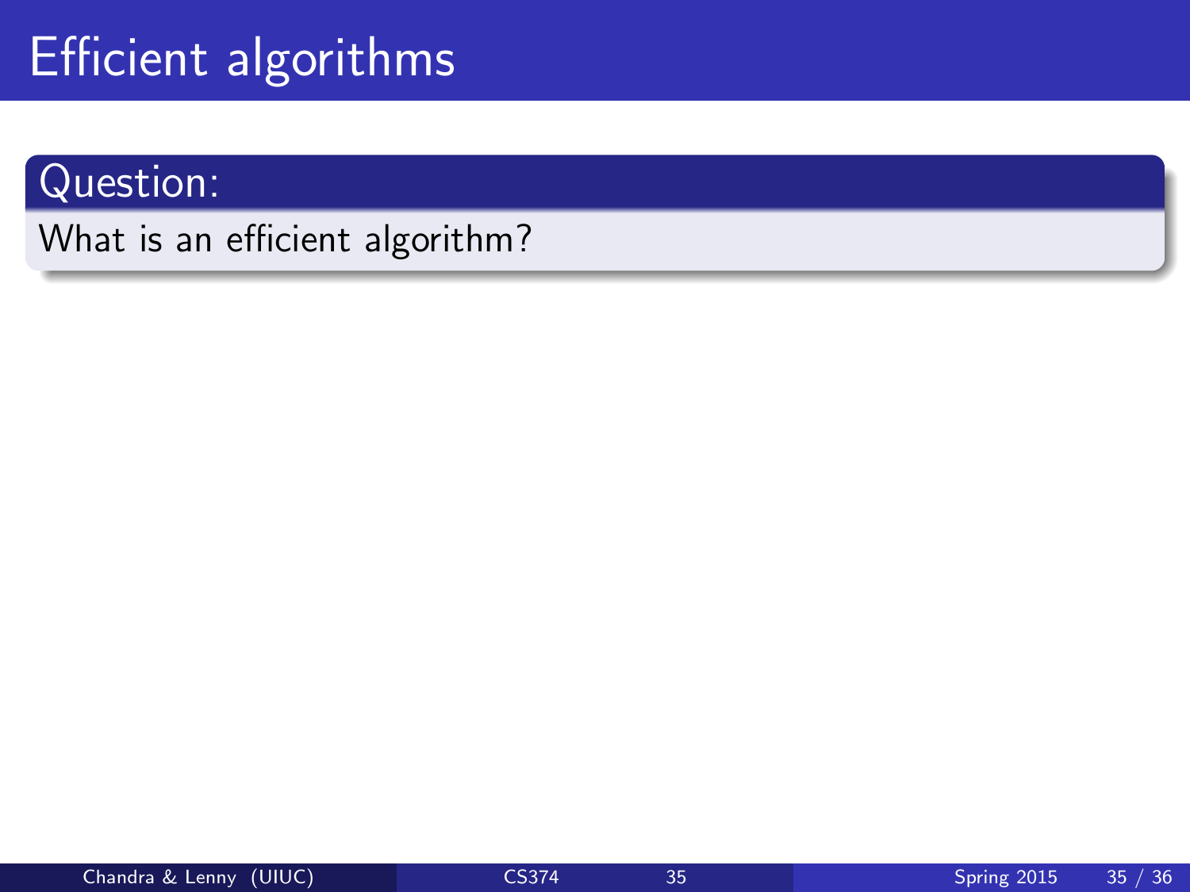# Efficient algorithms

**Question:**

What is an efficient algorithm?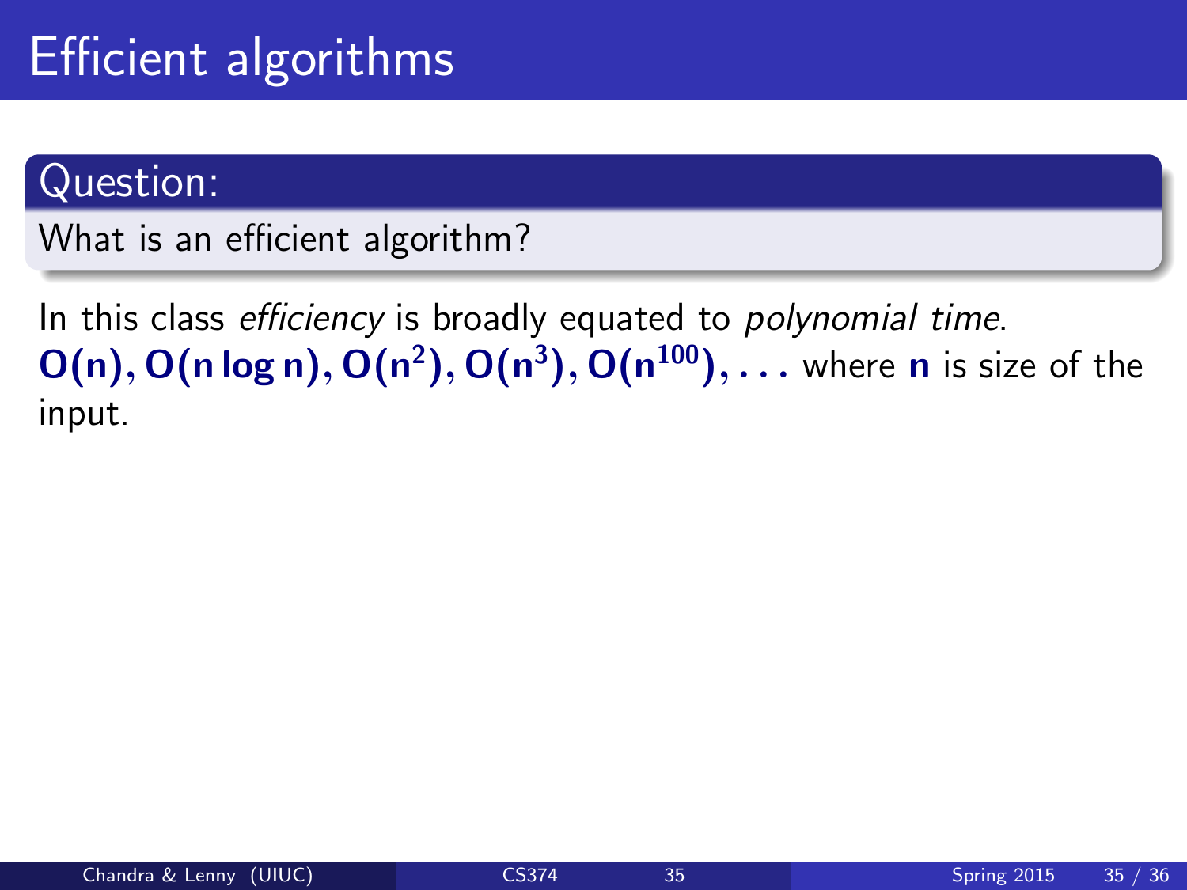# Efficient algorithms

**Question:**

What is an efficient algorithm?

In this class *efficiency* is broadly equated to *polynomial time*. $\mathbf{O(n), O(n \log n), O(n^2), O(n^3), O(n^{100}), \ldots}$ where $\mathbf{n}$ is size of the input.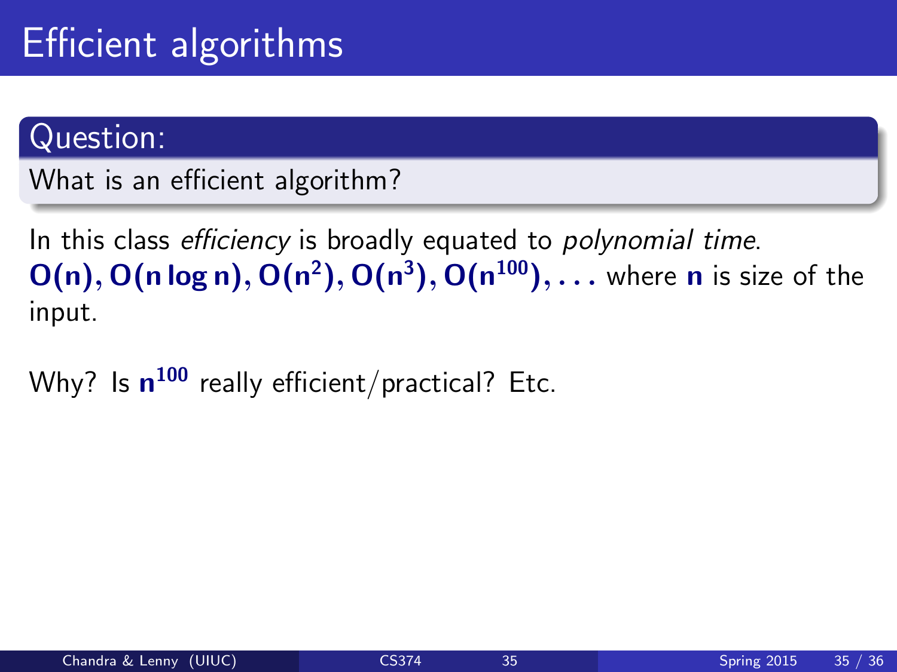# Efficient algorithms

**Question:**

What is an efficient algorithm?

In this class *efficiency* is broadly equated to *polynomial time*. $\mathbf{O(n), O(n \log n), O(n^2), O(n^3), O(n^{100}), \ldots}$ where $\mathbf{n}$ is size of the input.

Why? Is $\mathbf{n^{100}}$ really efficient/practical? Etc.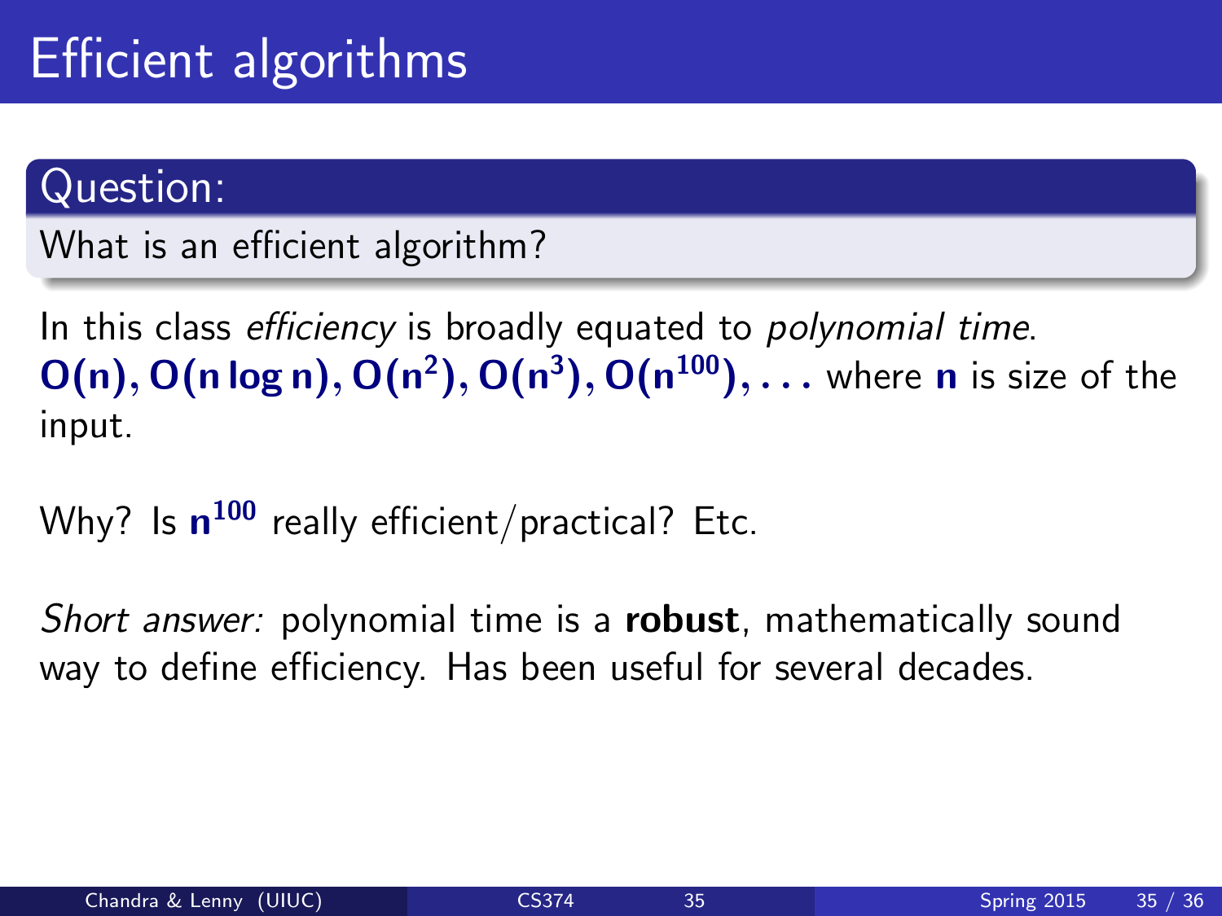# Efficient algorithms

**Question:**

What is an efficient algorithm?

In this class *efficiency* is broadly equated to *polynomial time*. $\mathbf{O(n), O(n \log n), O(n^2), O(n^3), O(n^{100}), \ldots}$ where $\mathbf{n}$ is size of the input.

Why? Is $\mathbf{n^{100}}$ really efficient/practical? Etc.

*Short answer:* polynomial time is a **robust**, mathematically sound way to define efficiency. Has been useful for several decades.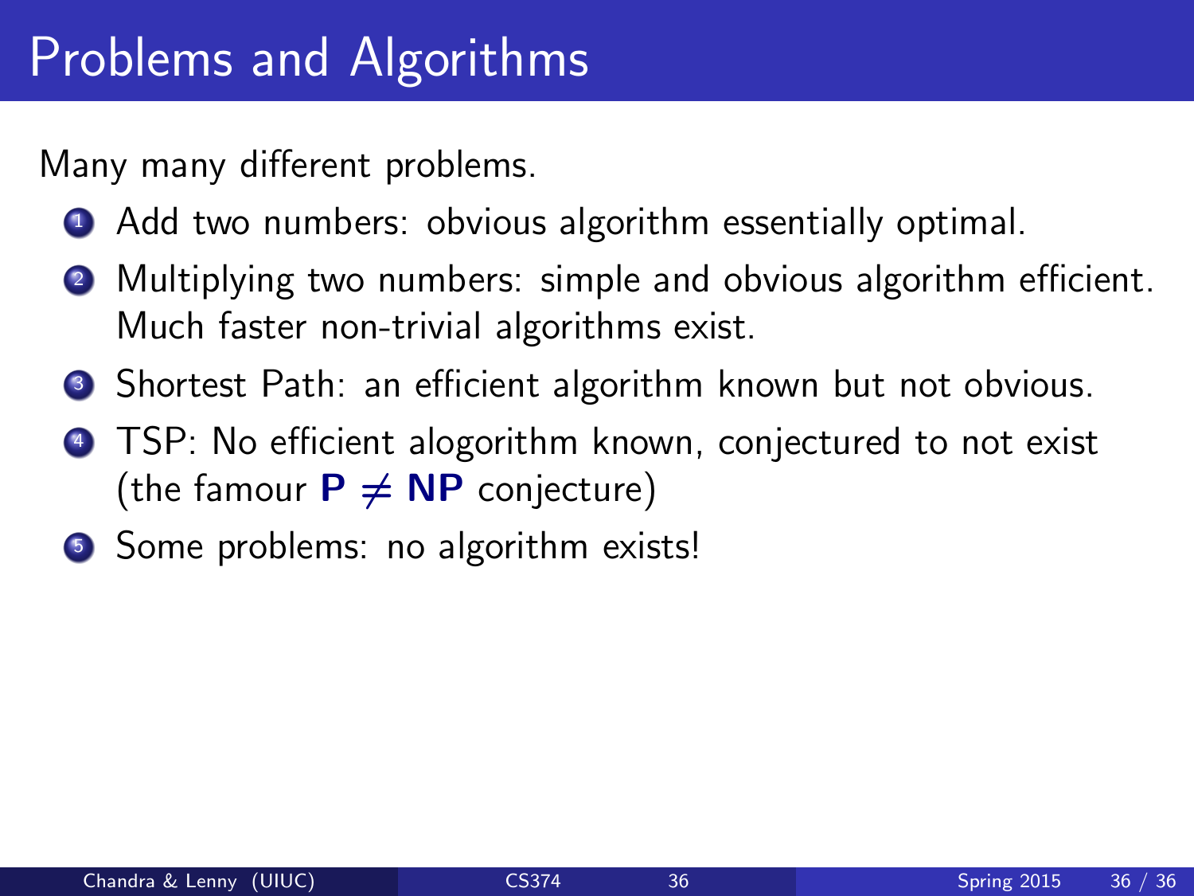# Problems and Algorithms

Many many different problems.

1. Add two numbers: obvious algorithm essentially optimal.
2. Multiplying two numbers: simple and obvious algorithm efficient. Much faster non-trivial algorithms exist.
3. Shortest Path: an efficient algorithm known but not obvious.
4. TSP: No efficient alogorithm known, conjectured to not exist (the famour $\mathbf{P} \neq \mathbf{NP}$ conjecture)
5. Some problems: no algorithm exists!